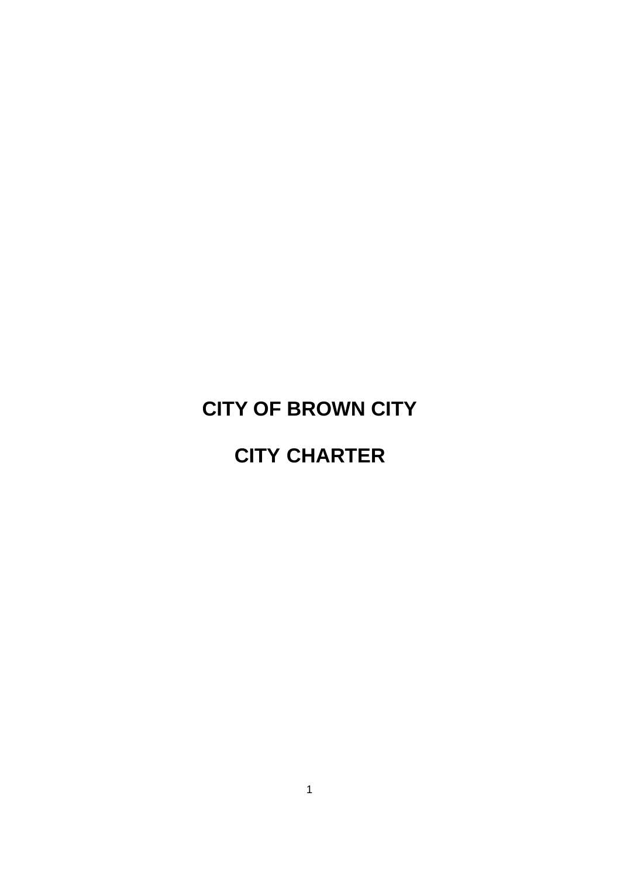# CITY OF BROWN CITY

# CITY CHARTER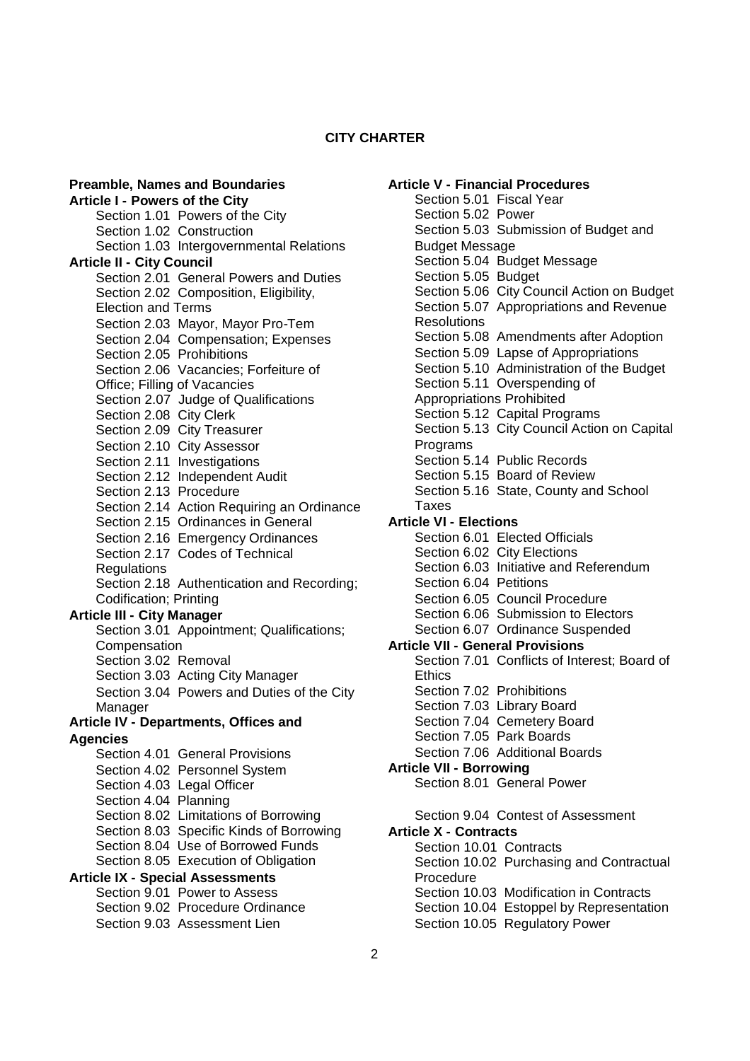# CITY CHARTER

**Preamble, Names and Boundaries**

**Article I - Powers of the City**

- Section 1.01 Powers of the City
- Section 1.02 Construction
- Section 1.03 Intergovernmental Relations

**Article II - City Council**

- Section 2.01 General Powers and Duties
- Section 2.02 Composition, Eligibility, Election and Terms
- Section 2.03 Mayor, Mayor Pro-Tem
- Section 2.04 Compensation; Expenses
- Section 2.05 Prohibitions
- Section 2.06 Vacancies; Forfeiture of Office; Filling of Vacancies
- Section 2.07 Judge of Qualifications
- Section 2.08 City Clerk
- Section 2.09 City Treasurer
- Section 2.10 City Assessor
- Section 2.11 Investigations
- Section 2.12 Independent Audit
- Section 2.13 Procedure
- Section 2.14 Action Requiring an Ordinance
- Section 2.15 Ordinances in General
- Section 2.16 Emergency Ordinances
- Section 2.17 Codes of Technical Regulations
- Section 2.18 Authentication and Recording; Codification; Printing

**Article III - City Manager**

- Section 3.01 Appointment; Qualifications; Compensation
- Section 3.02 Removal
- Section 3.03 Acting City Manager
- Section 3.04 Powers and Duties of the City Manager

**Article IV - Departments, Offices and Agencies**

- Section 4.01 General Provisions
- Section 4.02 Personnel System
- Section 4.03 Legal Officer
- Section 4.04 Planning
- Section 8.02 Limitations of Borrowing
- Section 8.03 Specific Kinds of Borrowing
- Section 8.04 Use of Borrowed Funds
- Section 8.05 Execution of Obligation

**Article IX - Special Assessments**

- Section 9.01 Power to Assess
- Section 9.02 Procedure Ordinance
- Section 9.03 Assessment Lien

**Article V - Financial Procedures**

- Section 5.01 Fiscal Year
- Section 5.02 Power
- Section 5.03 Submission of Budget and Budget Message
- Section 5.04 Budget Message
- Section 5.05 Budget
- Section 5.06 City Council Action on Budget
- Section 5.07 Appropriations and Revenue Resolutions
- Section 5.08 Amendments after Adoption
- Section 5.09 Lapse of Appropriations
- Section 5.10 Administration of the Budget
- Section 5.11 Overspending of Appropriations Prohibited
- Section 5.12 Capital Programs
- Section 5.13 City Council Action on Capital Programs
- Section 5.14 Public Records
- Section 5.15 Board of Review
- Section 5.16 State, County and School Taxes

**Article VI - Elections**

- Section 6.01 Elected Officials
- Section 6.02 City Elections
- Section 6.03 Initiative and Referendum
- Section 6.04 Petitions
- Section 6.05 Council Procedure
- Section 6.06 Submission to Electors
- Section 6.07 Ordinance Suspended

**Article VII - General Provisions**

- Section 7.01 Conflicts of Interest; Board of Ethics
- Section 7.02 Prohibitions
- Section 7.03 Library Board
- Section 7.04 Cemetery Board
- Section 7.05 Park Boards
- Section 7.06 Additional Boards

**Article VII - Borrowing**

- Section 8.01 General Power

- Section 9.04 Contest of Assessment

**Article X - Contracts**

- Section 10.01 Contracts
- Section 10.02 Purchasing and Contractual Procedure
- Section 10.03 Modification in Contracts
- Section 10.04 Estoppel by Representation
- Section 10.05 Regulatory Power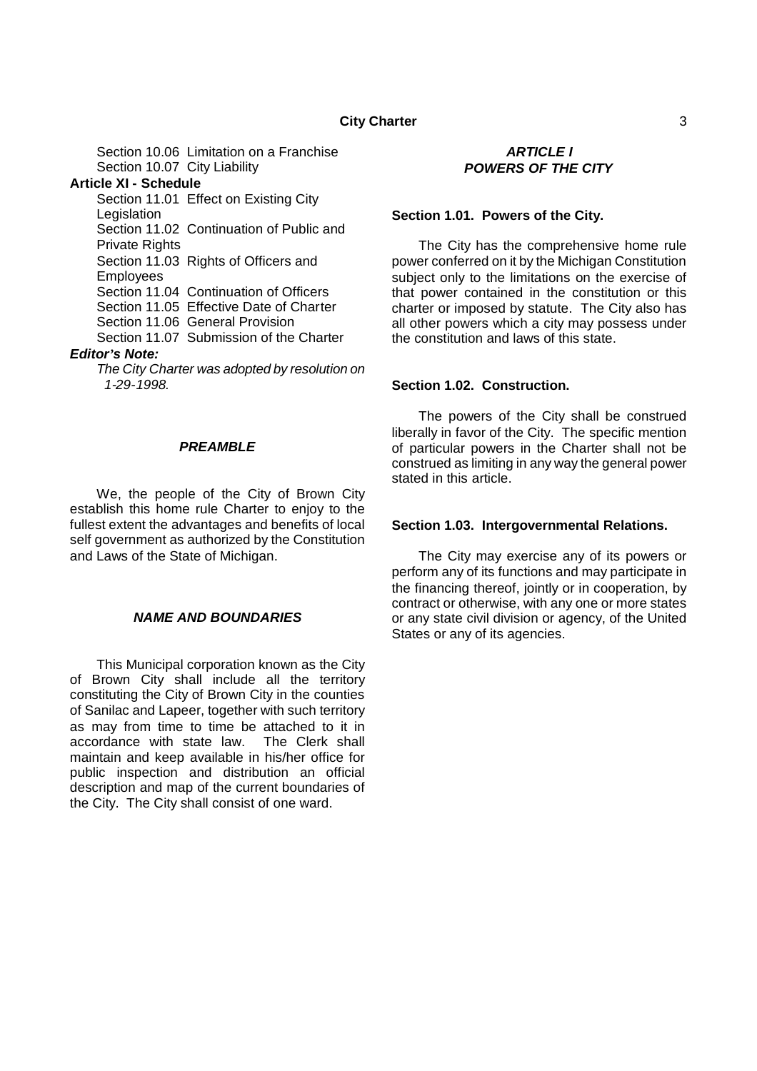Section 10.06 Limitation on a Franchise
Section 10.07 City Liability

**Article XI - Schedule**

Section 11.01 Effect on Existing City Legislation
Section 11.02 Continuation of Public and Private Rights
Section 11.03 Rights of Officers and Employees
Section 11.04 Continuation of Officers
Section 11.05 Effective Date of Charter
Section 11.06 General Provision
Section 11.07 Submission of the Charter

***Editor's Note:***

*The City Charter was adopted by resolution on 1-29-1998.*

## *PREAMBLE*

We, the people of the City of Brown City establish this home rule Charter to enjoy to the fullest extent the advantages and benefits of local self government as authorized by the Constitution and Laws of the State of Michigan.

## *NAME AND BOUNDARIES*

This Municipal corporation known as the City of Brown City shall include all the territory constituting the City of Brown City in the counties of Sanilac and Lapeer, together with such territory as may from time to time be attached to it in accordance with state law. The Clerk shall maintain and keep available in his/her office for public inspection and distribution an official description and map of the current boundaries of the City. The City shall consist of one ward.

## *ARTICLE I*
## *POWERS OF THE CITY*

### Section 1.01. Powers of the City.

The City has the comprehensive home rule power conferred on it by the Michigan Constitution subject only to the limitations on the exercise of that power contained in the constitution or this charter or imposed by statute. The City also has all other powers which a city may possess under the constitution and laws of this state.

### Section 1.02. Construction.

The powers of the City shall be construed liberally in favor of the City. The specific mention of particular powers in the Charter shall not be construed as limiting in any way the general power stated in this article.

### Section 1.03. Intergovernmental Relations.

The City may exercise any of its powers or perform any of its functions and may participate in the financing thereof, jointly or in cooperation, by contract or otherwise, with any one or more states or any state civil division or agency, of the United States or any of its agencies.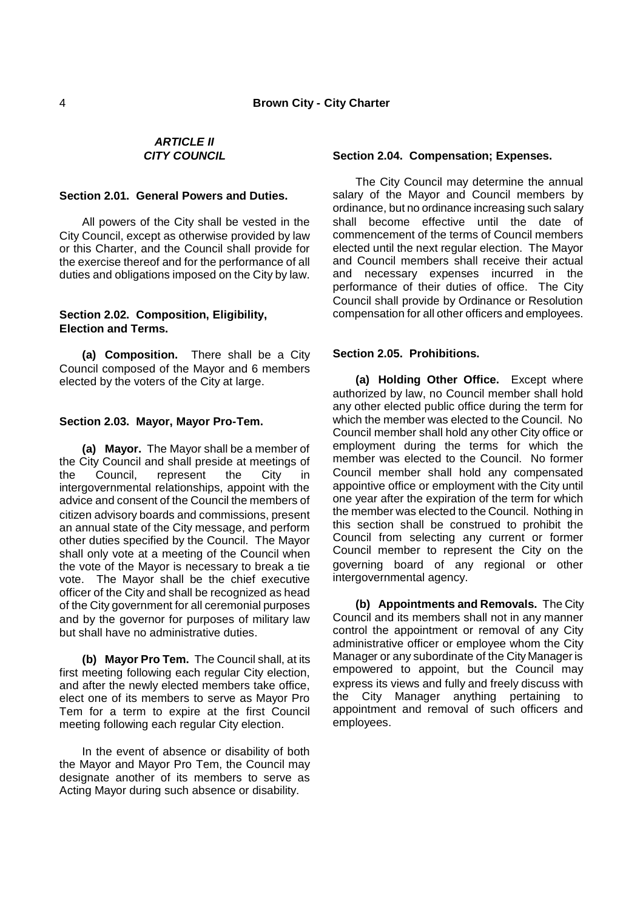## *ARTICLE II*
## *CITY COUNCIL*

### Section 2.01. General Powers and Duties.

All powers of the City shall be vested in the City Council, except as otherwise provided by law or this Charter, and the Council shall provide for the exercise thereof and for the performance of all duties and obligations imposed on the City by law.

### Section 2.02. Composition, Eligibility, Election and Terms.

**(a) Composition.** There shall be a City Council composed of the Mayor and 6 members elected by the voters of the City at large.

### Section 2.03. Mayor, Mayor Pro-Tem.

**(a) Mayor.** The Mayor shall be a member of the City Council and shall preside at meetings of the Council, represent the City in intergovernmental relationships, appoint with the advice and consent of the Council the members of citizen advisory boards and commissions, present an annual state of the City message, and perform other duties specified by the Council. The Mayor shall only vote at a meeting of the Council when the vote of the Mayor is necessary to break a tie vote. The Mayor shall be the chief executive officer of the City and shall be recognized as head of the City government for all ceremonial purposes and by the governor for purposes of military law but shall have no administrative duties.

**(b) Mayor Pro Tem.** The Council shall, at its first meeting following each regular City election, and after the newly elected members take office, elect one of its members to serve as Mayor Pro Tem for a term to expire at the first Council meeting following each regular City election.

In the event of absence or disability of both the Mayor and Mayor Pro Tem, the Council may designate another of its members to serve as Acting Mayor during such absence or disability.

### Section 2.04. Compensation; Expenses.

The City Council may determine the annual salary of the Mayor and Council members by ordinance, but no ordinance increasing such salary shall become effective until the date of commencement of the terms of Council members elected until the next regular election. The Mayor and Council members shall receive their actual and necessary expenses incurred in the performance of their duties of office. The City Council shall provide by Ordinance or Resolution compensation for all other officers and employees.

### Section 2.05. Prohibitions.

**(a) Holding Other Office.** Except where authorized by law, no Council member shall hold any other elected public office during the term for which the member was elected to the Council. No Council member shall hold any other City office or employment during the terms for which the member was elected to the Council. No former Council member shall hold any compensated appointive office or employment with the City until one year after the expiration of the term for which the member was elected to the Council. Nothing in this section shall be construed to prohibit the Council from selecting any current or former Council member to represent the City on the governing board of any regional or other intergovernmental agency.

**(b) Appointments and Removals.** The City Council and its members shall not in any manner control the appointment or removal of any City administrative officer or employee whom the City Manager or any subordinate of the City Manager is empowered to appoint, but the Council may express its views and fully and freely discuss with the City Manager anything pertaining to appointment and removal of such officers and employees.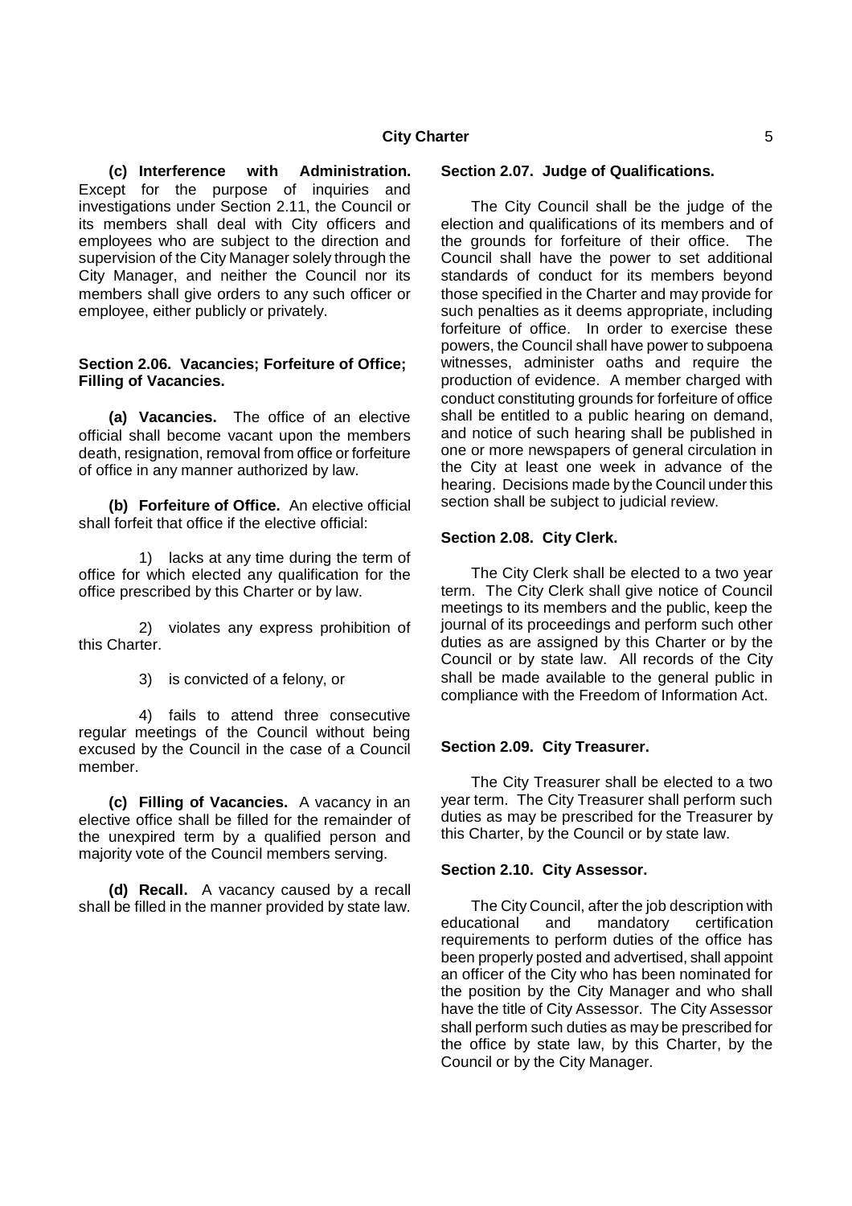**(c) Interference with Administration.** Except for the purpose of inquiries and investigations under Section 2.11, the Council or its members shall deal with City officers and employees who are subject to the direction and supervision of the City Manager solely through the City Manager, and neither the Council nor its members shall give orders to any such officer or employee, either publicly or privately.

### Section 2.06. Vacancies; Forfeiture of Office; Filling of Vacancies.

**(a) Vacancies.** The office of an elective official shall become vacant upon the members death, resignation, removal from office or forfeiture of office in any manner authorized by law.

**(b) Forfeiture of Office.** An elective official shall forfeit that office if the elective official:

1) lacks at any time during the term of office for which elected any qualification for the office prescribed by this Charter or by law.

2) violates any express prohibition of this Charter.

3) is convicted of a felony, or

4) fails to attend three consecutive regular meetings of the Council without being excused by the Council in the case of a Council member.

**(c) Filling of Vacancies.** A vacancy in an elective office shall be filled for the remainder of the unexpired term by a qualified person and majority vote of the Council members serving.

**(d) Recall.** A vacancy caused by a recall shall be filled in the manner provided by state law.

### Section 2.07. Judge of Qualifications.

The City Council shall be the judge of the election and qualifications of its members and of the grounds for forfeiture of their office. The Council shall have the power to set additional standards of conduct for its members beyond those specified in the Charter and may provide for such penalties as it deems appropriate, including forfeiture of office. In order to exercise these powers, the Council shall have power to subpoena witnesses, administer oaths and require the production of evidence. A member charged with conduct constituting grounds for forfeiture of office shall be entitled to a public hearing on demand, and notice of such hearing shall be published in one or more newspapers of general circulation in the City at least one week in advance of the hearing. Decisions made by the Council under this section shall be subject to judicial review.

### Section 2.08. City Clerk.

The City Clerk shall be elected to a two year term. The City Clerk shall give notice of Council meetings to its members and the public, keep the journal of its proceedings and perform such other duties as are assigned by this Charter or by the Council or by state law. All records of the City shall be made available to the general public in compliance with the Freedom of Information Act.

### Section 2.09. City Treasurer.

The City Treasurer shall be elected to a two year term. The City Treasurer shall perform such duties as may be prescribed for the Treasurer by this Charter, by the Council or by state law.

### Section 2.10. City Assessor.

The City Council, after the job description with educational and mandatory certification requirements to perform duties of the office has been properly posted and advertised, shall appoint an officer of the City who has been nominated for the position by the City Manager and who shall have the title of City Assessor. The City Assessor shall perform such duties as may be prescribed for the office by state law, by this Charter, by the Council or by the City Manager.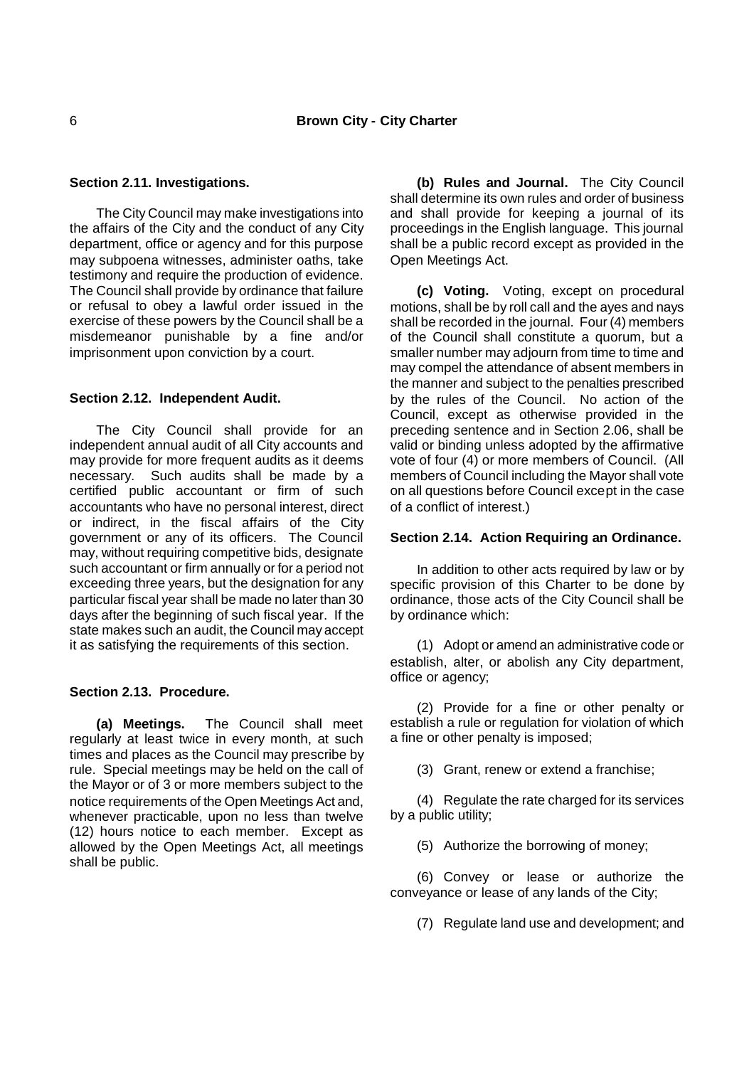### Section 2.11. Investigations.

The City Council may make investigations into the affairs of the City and the conduct of any City department, office or agency and for this purpose may subpoena witnesses, administer oaths, take testimony and require the production of evidence. The Council shall provide by ordinance that failure or refusal to obey a lawful order issued in the exercise of these powers by the Council shall be a misdemeanor punishable by a fine and/or imprisonment upon conviction by a court.

### Section 2.12. Independent Audit.

The City Council shall provide for an independent annual audit of all City accounts and may provide for more frequent audits as it deems necessary. Such audits shall be made by a certified public accountant or firm of such accountants who have no personal interest, direct or indirect, in the fiscal affairs of the City government or any of its officers. The Council may, without requiring competitive bids, designate such accountant or firm annually or for a period not exceeding three years, but the designation for any particular fiscal year shall be made no later than 30 days after the beginning of such fiscal year. If the state makes such an audit, the Council may accept it as satisfying the requirements of this section.

### Section 2.13. Procedure.

**(a) Meetings.** The Council shall meet regularly at least twice in every month, at such times and places as the Council may prescribe by rule. Special meetings may be held on the call of the Mayor or of 3 or more members subject to the notice requirements of the Open Meetings Act and, whenever practicable, upon no less than twelve (12) hours notice to each member. Except as allowed by the Open Meetings Act, all meetings shall be public.

**(b) Rules and Journal.** The City Council shall determine its own rules and order of business and shall provide for keeping a journal of its proceedings in the English language. This journal shall be a public record except as provided in the Open Meetings Act.

**(c) Voting.** Voting, except on procedural motions, shall be by roll call and the ayes and nays shall be recorded in the journal. Four (4) members of the Council shall constitute a quorum, but a smaller number may adjourn from time to time and may compel the attendance of absent members in the manner and subject to the penalties prescribed by the rules of the Council. No action of the Council, except as otherwise provided in the preceding sentence and in Section 2.06, shall be valid or binding unless adopted by the affirmative vote of four (4) or more members of Council. (All members of Council including the Mayor shall vote on all questions before Council except in the case of a conflict of interest.)

### Section 2.14. Action Requiring an Ordinance.

In addition to other acts required by law or by specific provision of this Charter to be done by ordinance, those acts of the City Council shall be by ordinance which:

(1) Adopt or amend an administrative code or establish, alter, or abolish any City department, office or agency;

(2) Provide for a fine or other penalty or establish a rule or regulation for violation of which a fine or other penalty is imposed;

(3) Grant, renew or extend a franchise;

(4) Regulate the rate charged for its services by a public utility;

(5) Authorize the borrowing of money;

(6) Convey or lease or authorize the conveyance or lease of any lands of the City;

(7) Regulate land use and development; and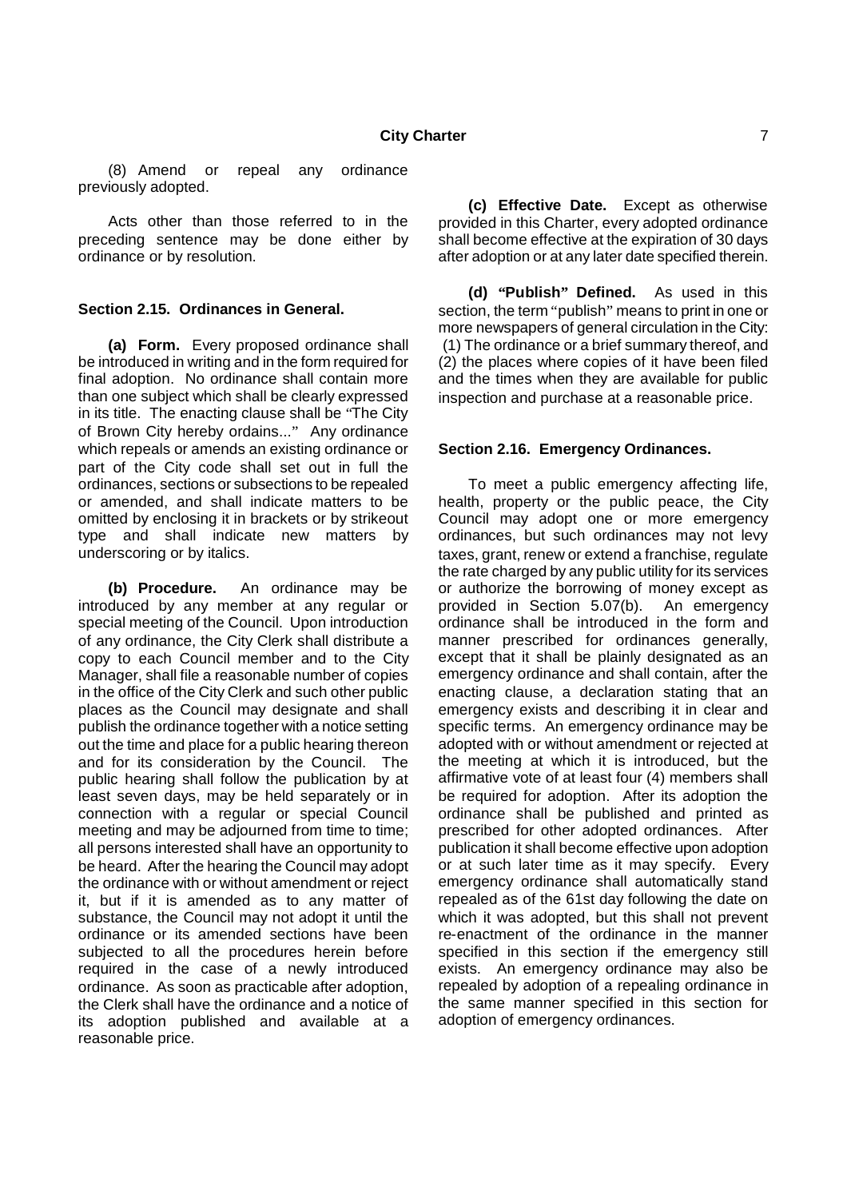(8) Amend or repeal any ordinance previously adopted.

Acts other than those referred to in the preceding sentence may be done either by ordinance or by resolution.

### Section 2.15. Ordinances in General.

**(a) Form.** Every proposed ordinance shall be introduced in writing and in the form required for final adoption. No ordinance shall contain more than one subject which shall be clearly expressed in its title. The enacting clause shall be "The City of Brown City hereby ordains..." Any ordinance which repeals or amends an existing ordinance or part of the City code shall set out in full the ordinances, sections or subsections to be repealed or amended, and shall indicate matters to be omitted by enclosing it in brackets or by strikeout type and shall indicate new matters by underscoring or by italics.

**(b) Procedure.** An ordinance may be introduced by any member at any regular or special meeting of the Council. Upon introduction of any ordinance, the City Clerk shall distribute a copy to each Council member and to the City Manager, shall file a reasonable number of copies in the office of the City Clerk and such other public places as the Council may designate and shall publish the ordinance together with a notice setting out the time and place for a public hearing thereon and for its consideration by the Council. The public hearing shall follow the publication by at least seven days, may be held separately or in connection with a regular or special Council meeting and may be adjourned from time to time; all persons interested shall have an opportunity to be heard. After the hearing the Council may adopt the ordinance with or without amendment or reject it, but if it is amended as to any matter of substance, the Council may not adopt it until the ordinance or its amended sections have been subjected to all the procedures herein before required in the case of a newly introduced ordinance. As soon as practicable after adoption, the Clerk shall have the ordinance and a notice of its adoption published and available at a reasonable price.

**(c) Effective Date.** Except as otherwise provided in this Charter, every adopted ordinance shall become effective at the expiration of 30 days after adoption or at any later date specified therein.

**(d) "Publish" Defined.** As used in this section, the term "publish" means to print in one or more newspapers of general circulation in the City: (1) The ordinance or a brief summary thereof, and (2) the places where copies of it have been filed and the times when they are available for public inspection and purchase at a reasonable price.

### Section 2.16. Emergency Ordinances.

To meet a public emergency affecting life, health, property or the public peace, the City Council may adopt one or more emergency ordinances, but such ordinances may not levy taxes, grant, renew or extend a franchise, regulate the rate charged by any public utility for its services or authorize the borrowing of money except as provided in Section 5.07(b). An emergency ordinance shall be introduced in the form and manner prescribed for ordinances generally, except that it shall be plainly designated as an emergency ordinance and shall contain, after the enacting clause, a declaration stating that an emergency exists and describing it in clear and specific terms. An emergency ordinance may be adopted with or without amendment or rejected at the meeting at which it is introduced, but the affirmative vote of at least four (4) members shall be required for adoption. After its adoption the ordinance shall be published and printed as prescribed for other adopted ordinances. After publication it shall become effective upon adoption or at such later time as it may specify. Every emergency ordinance shall automatically stand repealed as of the 61st day following the date on which it was adopted, but this shall not prevent re-enactment of the ordinance in the manner specified in this section if the emergency still exists. An emergency ordinance may also be repealed by adoption of a repealing ordinance in the same manner specified in this section for adoption of emergency ordinances.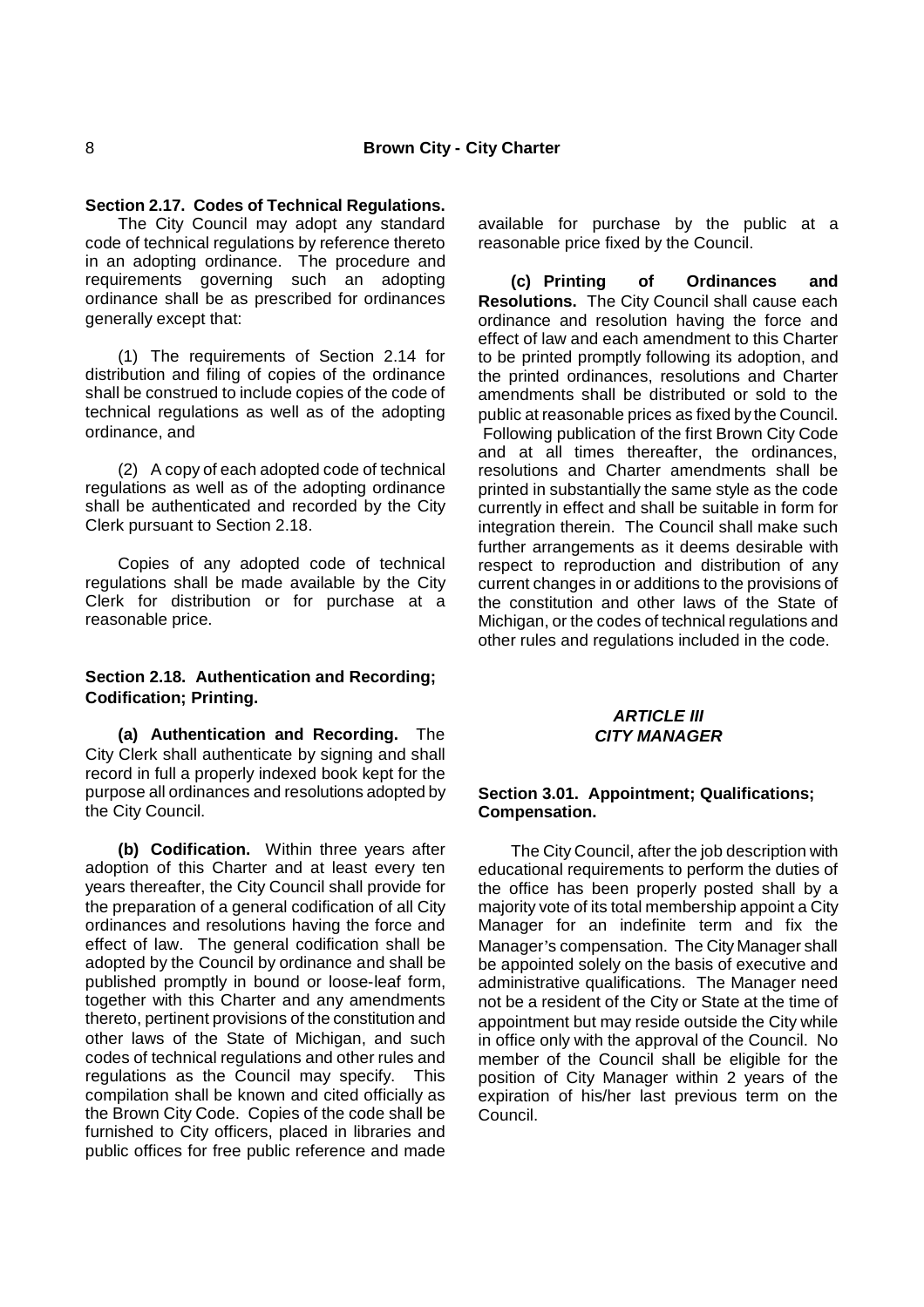**Section 2.17. Codes of Technical Regulations.**

The City Council may adopt any standard code of technical regulations by reference thereto in an adopting ordinance. The procedure and requirements governing such an adopting ordinance shall be as prescribed for ordinances generally except that:

(1) The requirements of Section 2.14 for distribution and filing of copies of the ordinance shall be construed to include copies of the code of technical regulations as well as of the adopting ordinance, and

(2) A copy of each adopted code of technical regulations as well as of the adopting ordinance shall be authenticated and recorded by the City Clerk pursuant to Section 2.18.

Copies of any adopted code of technical regulations shall be made available by the City Clerk for distribution or for purchase at a reasonable price.

**Section 2.18. Authentication and Recording; Codification; Printing.**

**(a) Authentication and Recording.** The City Clerk shall authenticate by signing and shall record in full a properly indexed book kept for the purpose all ordinances and resolutions adopted by the City Council.

**(b) Codification.** Within three years after adoption of this Charter and at least every ten years thereafter, the City Council shall provide for the preparation of a general codification of all City ordinances and resolutions having the force and effect of law. The general codification shall be adopted by the Council by ordinance and shall be published promptly in bound or loose-leaf form, together with this Charter and any amendments thereto, pertinent provisions of the constitution and other laws of the State of Michigan, and such codes of technical regulations and other rules and regulations as the Council may specify. This compilation shall be known and cited officially as the Brown City Code. Copies of the code shall be furnished to City officers, placed in libraries and public offices for free public reference and made available for purchase by the public at a reasonable price fixed by the Council.

**(c) Printing of Ordinances and Resolutions.** The City Council shall cause each ordinance and resolution having the force and effect of law and each amendment to this Charter to be printed promptly following its adoption, and the printed ordinances, resolutions and Charter amendments shall be distributed or sold to the public at reasonable prices as fixed by the Council. Following publication of the first Brown City Code and at all times thereafter, the ordinances, resolutions and Charter amendments shall be printed in substantially the same style as the code currently in effect and shall be suitable in form for integration therein. The Council shall make such further arrangements as it deems desirable with respect to reproduction and distribution of any current changes in or additions to the provisions of the constitution and other laws of the State of Michigan, or the codes of technical regulations and other rules and regulations included in the code.

## *ARTICLE III*
## *CITY MANAGER*

**Section 3.01. Appointment; Qualifications; Compensation.**

The City Council, after the job description with educational requirements to perform the duties of the office has been properly posted shall by a majority vote of its total membership appoint a City Manager for an indefinite term and fix the Manager's compensation. The City Manager shall be appointed solely on the basis of executive and administrative qualifications. The Manager need not be a resident of the City or State at the time of appointment but may reside outside the City while in office only with the approval of the Council. No member of the Council shall be eligible for the position of City Manager within 2 years of the expiration of his/her last previous term on the Council.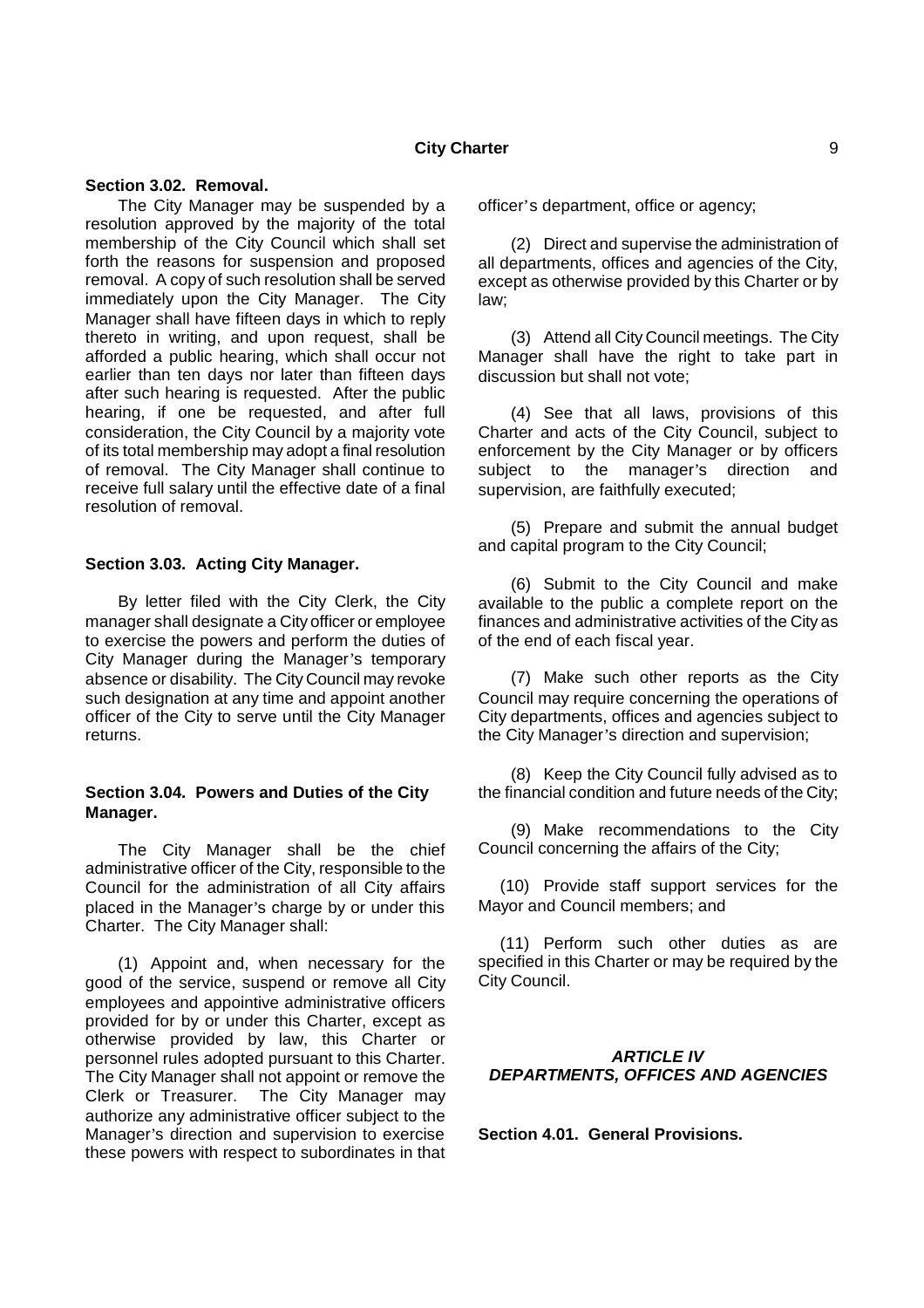### Section 3.02. Removal.

The City Manager may be suspended by a resolution approved by the majority of the total membership of the City Council which shall set forth the reasons for suspension and proposed removal. A copy of such resolution shall be served immediately upon the City Manager. The City Manager shall have fifteen days in which to reply thereto in writing, and upon request, shall be afforded a public hearing, which shall occur not earlier than ten days nor later than fifteen days after such hearing is requested. After the public hearing, if one be requested, and after full consideration, the City Council by a majority vote of its total membership may adopt a final resolution of removal. The City Manager shall continue to receive full salary until the effective date of a final resolution of removal.

### Section 3.03. Acting City Manager.

By letter filed with the City Clerk, the City manager shall designate a City officer or employee to exercise the powers and perform the duties of City Manager during the Manager's temporary absence or disability. The City Council may revoke such designation at any time and appoint another officer of the City to serve until the City Manager returns.

### Section 3.04. Powers and Duties of the City Manager.

The City Manager shall be the chief administrative officer of the City, responsible to the Council for the administration of all City affairs placed in the Manager's charge by or under this Charter. The City Manager shall:

(1) Appoint and, when necessary for the good of the service, suspend or remove all City employees and appointive administrative officers provided for by or under this Charter, except as otherwise provided by law, this Charter or personnel rules adopted pursuant to this Charter. The City Manager shall not appoint or remove the Clerk or Treasurer. The City Manager may authorize any administrative officer subject to the Manager's direction and supervision to exercise these powers with respect to subordinates in that officer's department, office or agency;

(2) Direct and supervise the administration of all departments, offices and agencies of the City, except as otherwise provided by this Charter or by law;

(3) Attend all City Council meetings. The City Manager shall have the right to take part in discussion but shall not vote;

(4) See that all laws, provisions of this Charter and acts of the City Council, subject to enforcement by the City Manager or by officers subject to the manager's direction and supervision, are faithfully executed;

(5) Prepare and submit the annual budget and capital program to the City Council;

(6) Submit to the City Council and make available to the public a complete report on the finances and administrative activities of the City as of the end of each fiscal year.

(7) Make such other reports as the City Council may require concerning the operations of City departments, offices and agencies subject to the City Manager's direction and supervision;

(8) Keep the City Council fully advised as to the financial condition and future needs of the City;

(9) Make recommendations to the City Council concerning the affairs of the City;

(10) Provide staff support services for the Mayor and Council members; and

(11) Perform such other duties as are specified in this Charter or may be required by the City Council.

## *ARTICLE IV DEPARTMENTS, OFFICES AND AGENCIES*

### Section 4.01. General Provisions.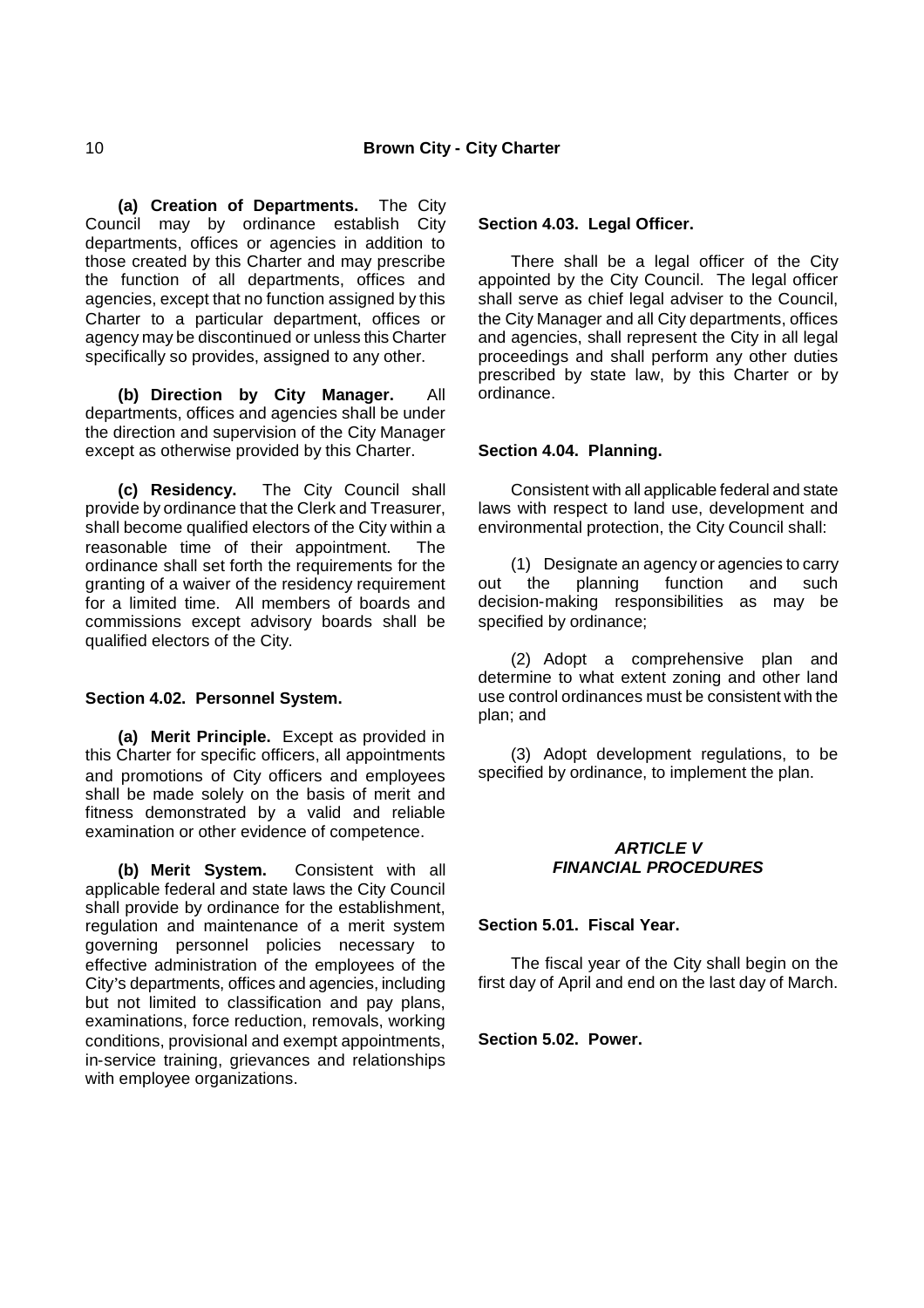**(a) Creation of Departments.** The City Council may by ordinance establish City departments, offices or agencies in addition to those created by this Charter and may prescribe the function of all departments, offices and agencies, except that no function assigned by this Charter to a particular department, offices or agency may be discontinued or unless this Charter specifically so provides, assigned to any other.

**(b) Direction by City Manager.** All departments, offices and agencies shall be under the direction and supervision of the City Manager except as otherwise provided by this Charter.

**(c) Residency.** The City Council shall provide by ordinance that the Clerk and Treasurer, shall become qualified electors of the City within a reasonable time of their appointment. The ordinance shall set forth the requirements for the granting of a waiver of the residency requirement for a limited time. All members of boards and commissions except advisory boards shall be qualified electors of the City.

### Section 4.02. Personnel System.

**(a) Merit Principle.** Except as provided in this Charter for specific officers, all appointments and promotions of City officers and employees shall be made solely on the basis of merit and fitness demonstrated by a valid and reliable examination or other evidence of competence.

**(b) Merit System.** Consistent with all applicable federal and state laws the City Council shall provide by ordinance for the establishment, regulation and maintenance of a merit system governing personnel policies necessary to effective administration of the employees of the City's departments, offices and agencies, including but not limited to classification and pay plans, examinations, force reduction, removals, working conditions, provisional and exempt appointments, in-service training, grievances and relationships with employee organizations.

### Section 4.03. Legal Officer.

There shall be a legal officer of the City appointed by the City Council. The legal officer shall serve as chief legal adviser to the Council, the City Manager and all City departments, offices and agencies, shall represent the City in all legal proceedings and shall perform any other duties prescribed by state law, by this Charter or by ordinance.

### Section 4.04. Planning.

Consistent with all applicable federal and state laws with respect to land use, development and environmental protection, the City Council shall:

(1) Designate an agency or agencies to carry out the planning function and such decision-making responsibilities as may be specified by ordinance;

(2) Adopt a comprehensive plan and determine to what extent zoning and other land use control ordinances must be consistent with the plan; and

(3) Adopt development regulations, to be specified by ordinance, to implement the plan.

## *ARTICLE V*
## *FINANCIAL PROCEDURES*

### Section 5.01. Fiscal Year.

The fiscal year of the City shall begin on the first day of April and end on the last day of March.

### Section 5.02. Power.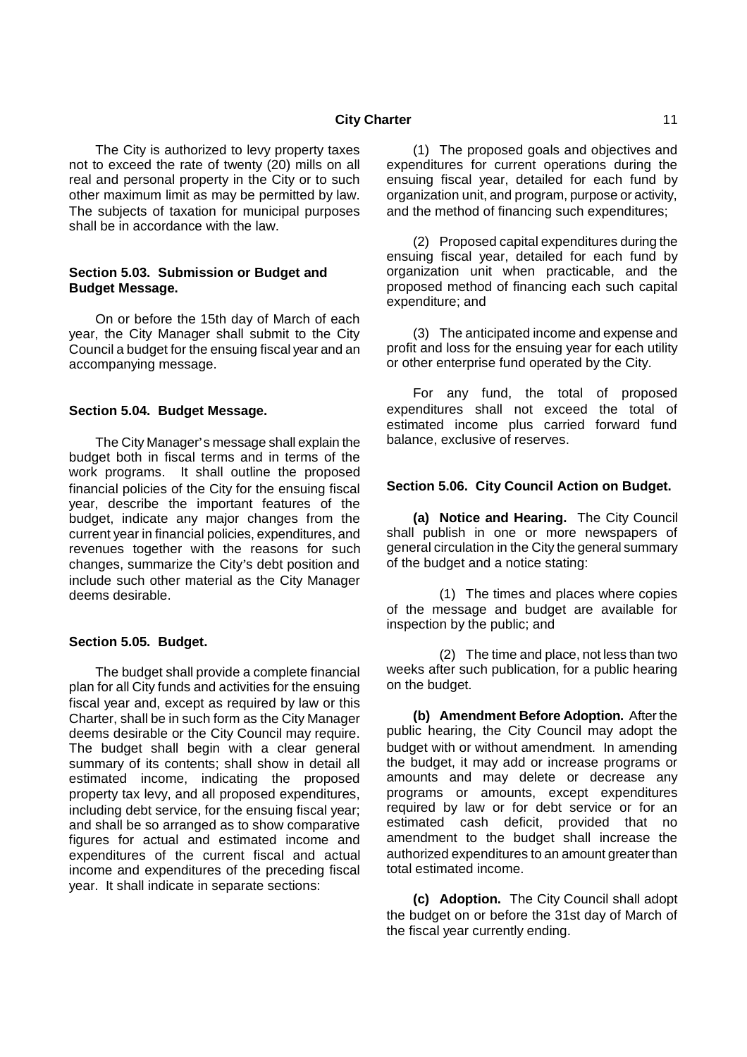The City is authorized to levy property taxes not to exceed the rate of twenty (20) mills on all real and personal property in the City or to such other maximum limit as may be permitted by law. The subjects of taxation for municipal purposes shall be in accordance with the law.

### Section 5.03. Submission or Budget and Budget Message.

On or before the 15th day of March of each year, the City Manager shall submit to the City Council a budget for the ensuing fiscal year and an accompanying message.

### Section 5.04. Budget Message.

The City Manager's message shall explain the budget both in fiscal terms and in terms of the work programs. It shall outline the proposed financial policies of the City for the ensuing fiscal year, describe the important features of the budget, indicate any major changes from the current year in financial policies, expenditures, and revenues together with the reasons for such changes, summarize the City's debt position and include such other material as the City Manager deems desirable.

### Section 5.05. Budget.

The budget shall provide a complete financial plan for all City funds and activities for the ensuing fiscal year and, except as required by law or this Charter, shall be in such form as the City Manager deems desirable or the City Council may require. The budget shall begin with a clear general summary of its contents; shall show in detail all estimated income, indicating the proposed property tax levy, and all proposed expenditures, including debt service, for the ensuing fiscal year; and shall be so arranged as to show comparative figures for actual and estimated income and expenditures of the current fiscal and actual income and expenditures of the preceding fiscal year. It shall indicate in separate sections:

(1) The proposed goals and objectives and expenditures for current operations during the ensuing fiscal year, detailed for each fund by organization unit, and program, purpose or activity, and the method of financing such expenditures;

(2) Proposed capital expenditures during the ensuing fiscal year, detailed for each fund by organization unit when practicable, and the proposed method of financing each such capital expenditure; and

(3) The anticipated income and expense and profit and loss for the ensuing year for each utility or other enterprise fund operated by the City.

For any fund, the total of proposed expenditures shall not exceed the total of estimated income plus carried forward fund balance, exclusive of reserves.

### Section 5.06. City Council Action on Budget.

**(a) Notice and Hearing.** The City Council shall publish in one or more newspapers of general circulation in the City the general summary of the budget and a notice stating:

(1) The times and places where copies of the message and budget are available for inspection by the public; and

(2) The time and place, not less than two weeks after such publication, for a public hearing on the budget.

**(b) Amendment Before Adoption.** After the public hearing, the City Council may adopt the budget with or without amendment. In amending the budget, it may add or increase programs or amounts and may delete or decrease any programs or amounts, except expenditures required by law or for debt service or for an estimated cash deficit, provided that no amendment to the budget shall increase the authorized expenditures to an amount greater than total estimated income.

**(c) Adoption.** The City Council shall adopt the budget on or before the 31st day of March of the fiscal year currently ending.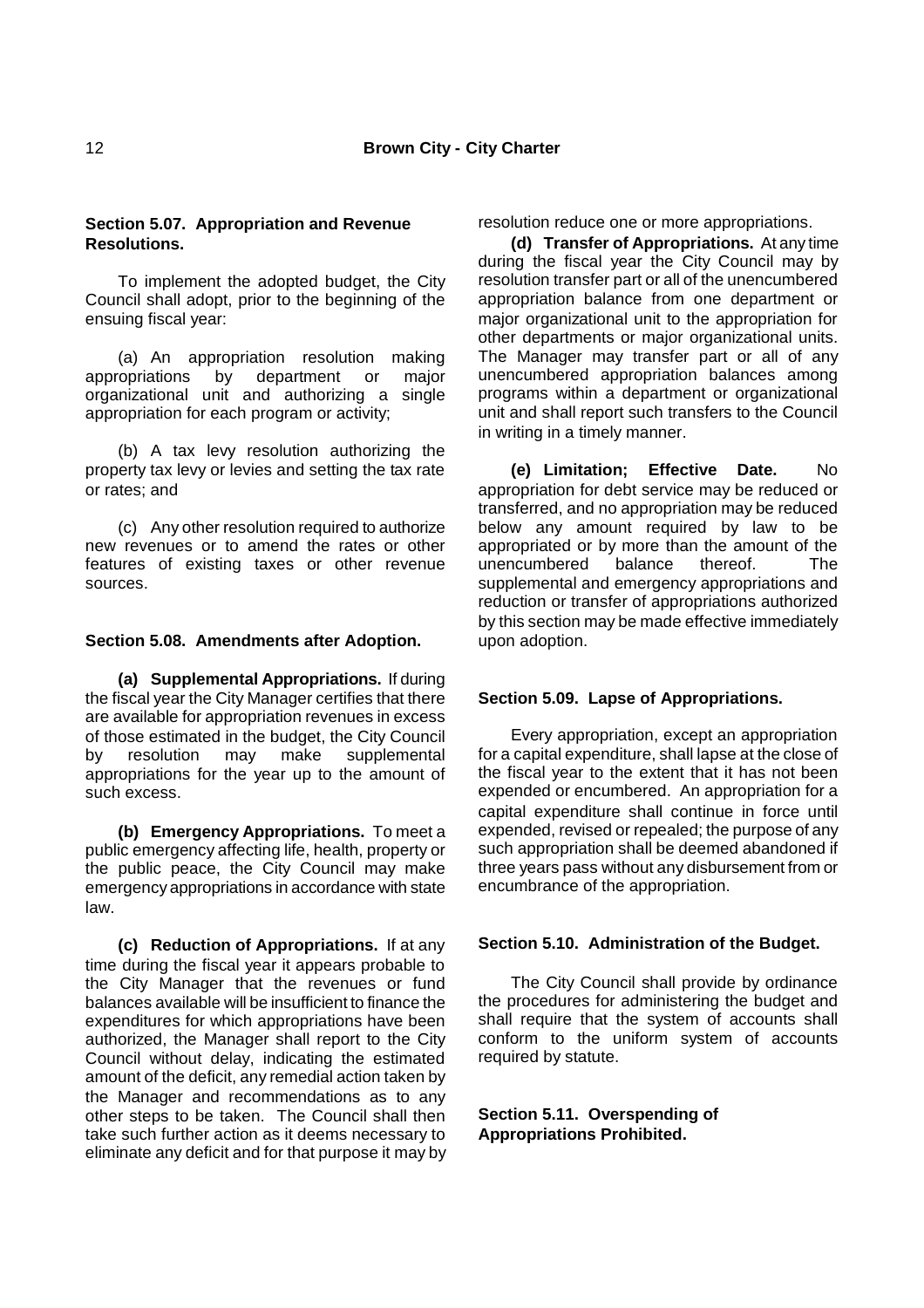### Section 5.07. Appropriation and Revenue Resolutions.

To implement the adopted budget, the City Council shall adopt, prior to the beginning of the ensuing fiscal year:

(a) An appropriation resolution making appropriations by department or major organizational unit and authorizing a single appropriation for each program or activity;

(b) A tax levy resolution authorizing the property tax levy or levies and setting the tax rate or rates; and

(c) Any other resolution required to authorize new revenues or to amend the rates or other features of existing taxes or other revenue sources.

### Section 5.08. Amendments after Adoption.

**(a) Supplemental Appropriations.** If during the fiscal year the City Manager certifies that there are available for appropriation revenues in excess of those estimated in the budget, the City Council by resolution may make supplemental appropriations for the year up to the amount of such excess.

**(b) Emergency Appropriations.** To meet a public emergency affecting life, health, property or the public peace, the City Council may make emergency appropriations in accordance with state law.

**(c) Reduction of Appropriations.** If at any time during the fiscal year it appears probable to the City Manager that the revenues or fund balances available will be insufficient to finance the expenditures for which appropriations have been authorized, the Manager shall report to the City Council without delay, indicating the estimated amount of the deficit, any remedial action taken by the Manager and recommendations as to any other steps to be taken. The Council shall then take such further action as it deems necessary to eliminate any deficit and for that purpose it may by resolution reduce one or more appropriations.

**(d) Transfer of Appropriations.** At any time during the fiscal year the City Council may by resolution transfer part or all of the unencumbered appropriation balance from one department or major organizational unit to the appropriation for other departments or major organizational units. The Manager may transfer part or all of any unencumbered appropriation balances among programs within a department or organizational unit and shall report such transfers to the Council in writing in a timely manner.

**(e) Limitation; Effective Date.** No appropriation for debt service may be reduced or transferred, and no appropriation may be reduced below any amount required by law to be appropriated or by more than the amount of the unencumbered balance thereof. The supplemental and emergency appropriations and reduction or transfer of appropriations authorized by this section may be made effective immediately upon adoption.

### Section 5.09. Lapse of Appropriations.

Every appropriation, except an appropriation for a capital expenditure, shall lapse at the close of the fiscal year to the extent that it has not been expended or encumbered. An appropriation for a capital expenditure shall continue in force until expended, revised or repealed; the purpose of any such appropriation shall be deemed abandoned if three years pass without any disbursement from or encumbrance of the appropriation.

### Section 5.10. Administration of the Budget.

The City Council shall provide by ordinance the procedures for administering the budget and shall require that the system of accounts shall conform to the uniform system of accounts required by statute.

### Section 5.11. Overspending of Appropriations Prohibited.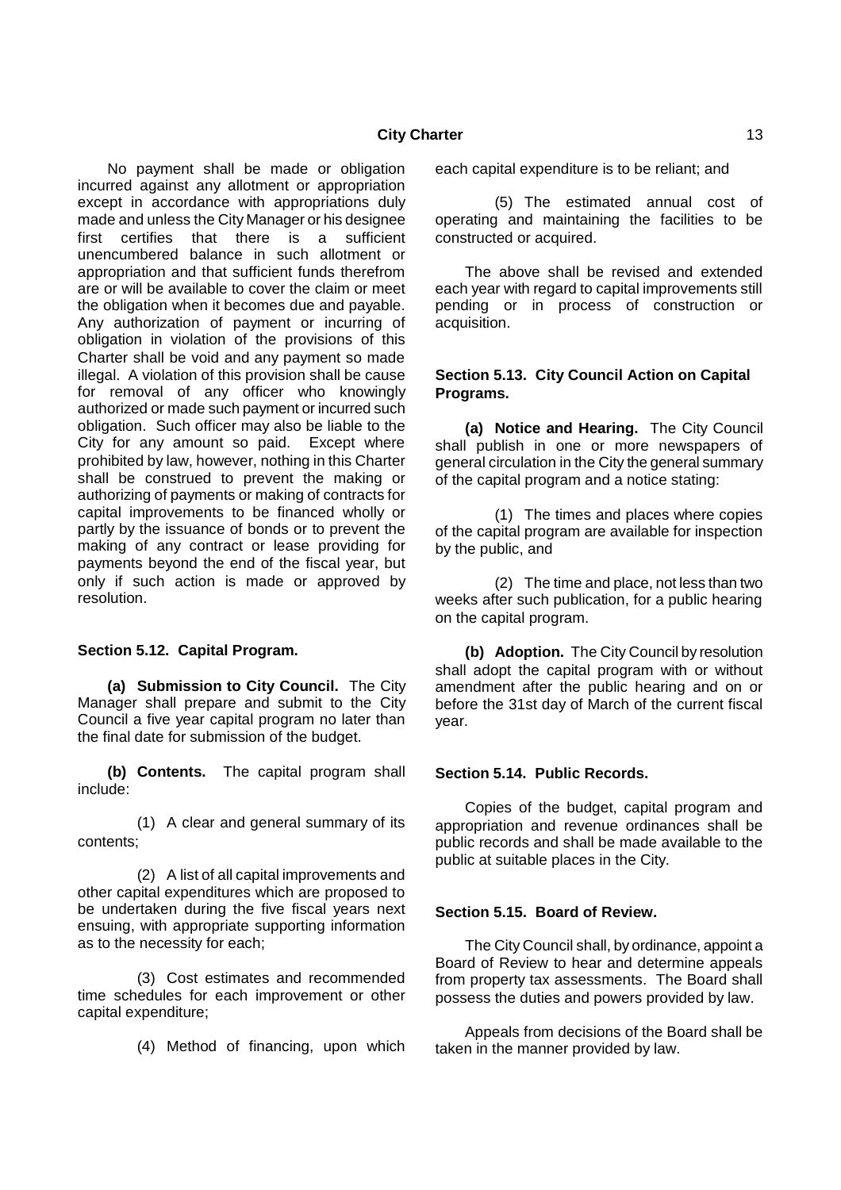No payment shall be made or obligation incurred against any allotment or appropriation except in accordance with appropriations duly made and unless the City Manager or his designee first certifies that there is a sufficient unencumbered balance in such allotment or appropriation and that sufficient funds therefrom are or will be available to cover the claim or meet the obligation when it becomes due and payable. Any authorization of payment or incurring of obligation in violation of the provisions of this Charter shall be void and any payment so made illegal. A violation of this provision shall be cause for removal of any officer who knowingly authorized or made such payment or incurred such obligation. Such officer may also be liable to the City for any amount so paid. Except where prohibited by law, however, nothing in this Charter shall be construed to prevent the making or authorizing of payments or making of contracts for capital improvements to be financed wholly or partly by the issuance of bonds or to prevent the making of any contract or lease providing for payments beyond the end of the fiscal year, but only if such action is made or approved by resolution.

### Section 5.12. Capital Program.

**(a) Submission to City Council.** The City Manager shall prepare and submit to the City Council a five year capital program no later than the final date for submission of the budget.

**(b) Contents.** The capital program shall include:

(1) A clear and general summary of its contents;

(2) A list of all capital improvements and other capital expenditures which are proposed to be undertaken during the five fiscal years next ensuing, with appropriate supporting information as to the necessity for each;

(3) Cost estimates and recommended time schedules for each improvement or other capital expenditure;

(4) Method of financing, upon which each capital expenditure is to be reliant; and

(5) The estimated annual cost of operating and maintaining the facilities to be constructed or acquired.

The above shall be revised and extended each year with regard to capital improvements still pending or in process of construction or acquisition.

### Section 5.13. City Council Action on Capital Programs.

**(a) Notice and Hearing.** The City Council shall publish in one or more newspapers of general circulation in the City the general summary of the capital program and a notice stating:

(1) The times and places where copies of the capital program are available for inspection by the public, and

(2) The time and place, not less than two weeks after such publication, for a public hearing on the capital program.

**(b) Adoption.** The City Council by resolution shall adopt the capital program with or without amendment after the public hearing and on or before the 31st day of March of the current fiscal year.

### Section 5.14. Public Records.

Copies of the budget, capital program and appropriation and revenue ordinances shall be public records and shall be made available to the public at suitable places in the City.

### Section 5.15. Board of Review.

The City Council shall, by ordinance, appoint a Board of Review to hear and determine appeals from property tax assessments. The Board shall possess the duties and powers provided by law.

Appeals from decisions of the Board shall be taken in the manner provided by law.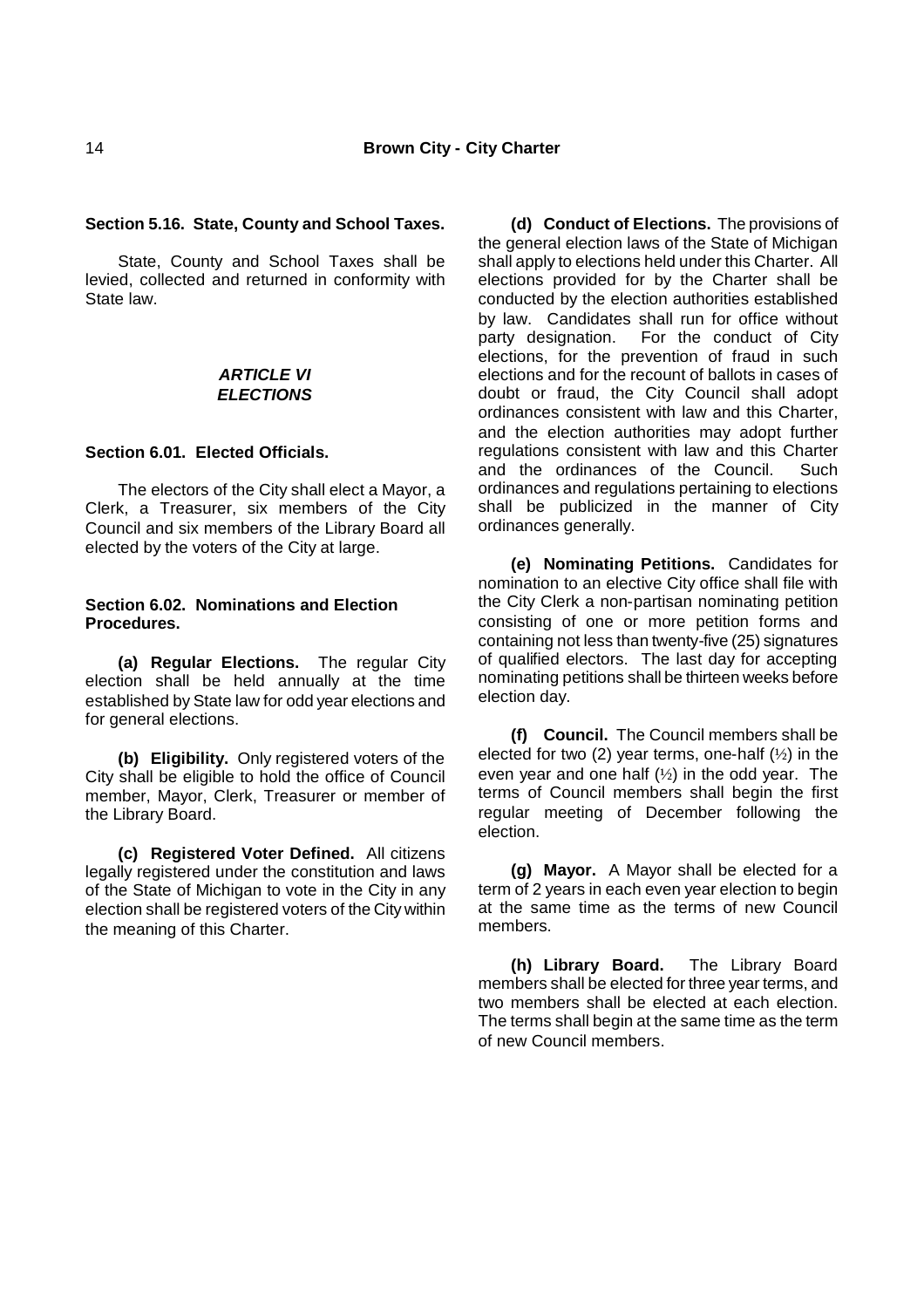### Section 5.16. State, County and School Taxes.

State, County and School Taxes shall be levied, collected and returned in conformity with State law.

## *ARTICLE VI*
## *ELECTIONS*

### Section 6.01. Elected Officials.

The electors of the City shall elect a Mayor, a Clerk, a Treasurer, six members of the City Council and six members of the Library Board all elected by the voters of the City at large.

### Section 6.02. Nominations and Election Procedures.

**(a) Regular Elections.** The regular City election shall be held annually at the time established by State law for odd year elections and for general elections.

**(b) Eligibility.** Only registered voters of the City shall be eligible to hold the office of Council member, Mayor, Clerk, Treasurer or member of the Library Board.

**(c) Registered Voter Defined.** All citizens legally registered under the constitution and laws of the State of Michigan to vote in the City in any election shall be registered voters of the City within the meaning of this Charter.

**(d) Conduct of Elections.** The provisions of the general election laws of the State of Michigan shall apply to elections held under this Charter. All elections provided for by the Charter shall be conducted by the election authorities established by law. Candidates shall run for office without party designation. For the conduct of City elections, for the prevention of fraud in such elections and for the recount of ballots in cases of doubt or fraud, the City Council shall adopt ordinances consistent with law and this Charter, and the election authorities may adopt further regulations consistent with law and this Charter and the ordinances of the Council. Such ordinances and regulations pertaining to elections shall be publicized in the manner of City ordinances generally.

**(e) Nominating Petitions.** Candidates for nomination to an elective City office shall file with the City Clerk a non-partisan nominating petition consisting of one or more petition forms and containing not less than twenty-five (25) signatures of qualified electors. The last day for accepting nominating petitions shall be thirteen weeks before election day.

**(f) Council.** The Council members shall be elected for two (2) year terms, one-half (½) in the even year and one half (½) in the odd year. The terms of Council members shall begin the first regular meeting of December following the election.

**(g) Mayor.** A Mayor shall be elected for a term of 2 years in each even year election to begin at the same time as the terms of new Council members.

**(h) Library Board.** The Library Board members shall be elected for three year terms, and two members shall be elected at each election. The terms shall begin at the same time as the term of new Council members.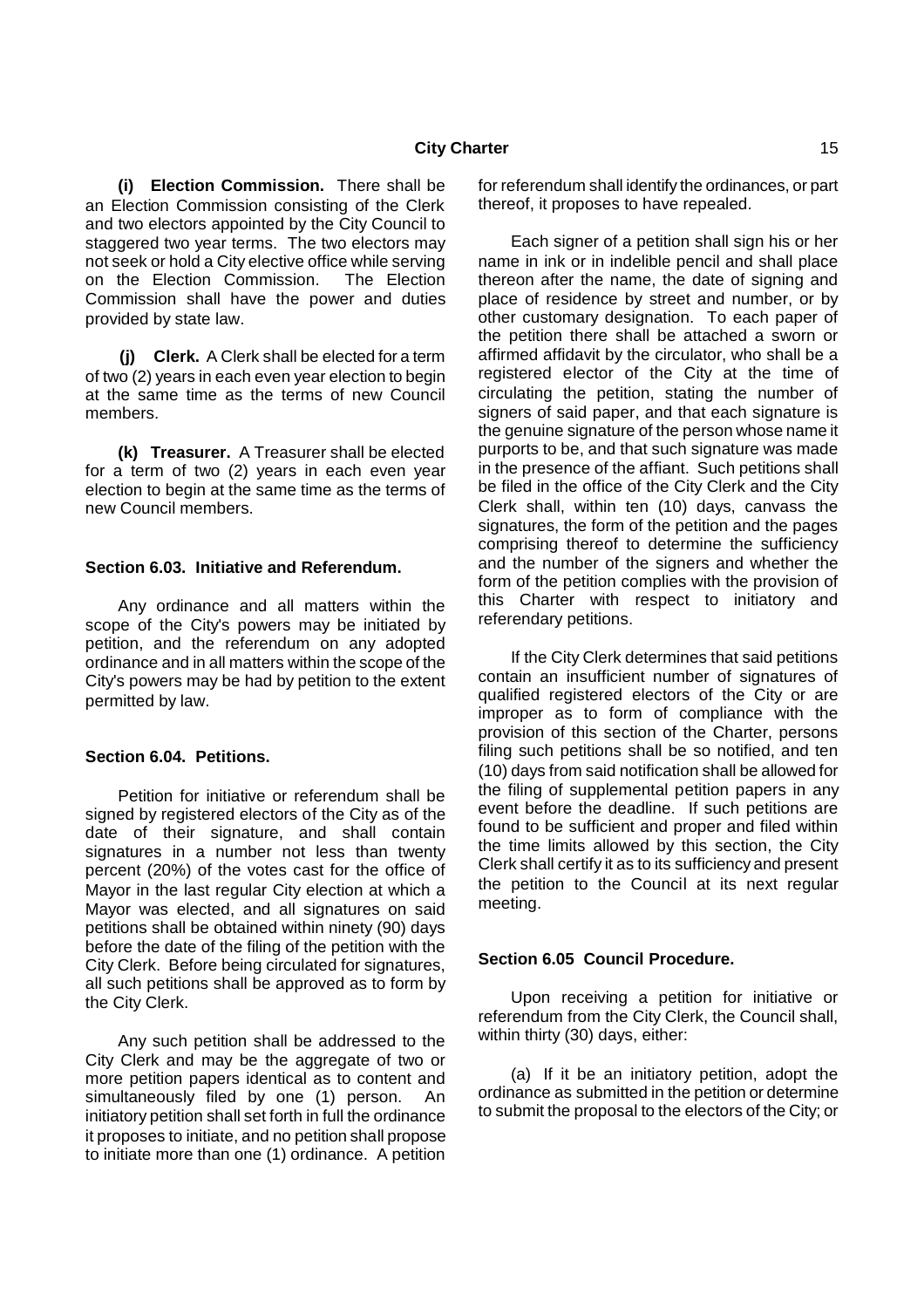**(i) Election Commission.** There shall be an Election Commission consisting of the Clerk and two electors appointed by the City Council to staggered two year terms. The two electors may not seek or hold a City elective office while serving on the Election Commission. The Election Commission shall have the power and duties provided by state law.

**(j) Clerk.** A Clerk shall be elected for a term of two (2) years in each even year election to begin at the same time as the terms of new Council members.

**(k) Treasurer.** A Treasurer shall be elected for a term of two (2) years in each even year election to begin at the same time as the terms of new Council members.

### Section 6.03. Initiative and Referendum.

Any ordinance and all matters within the scope of the City's powers may be initiated by petition, and the referendum on any adopted ordinance and in all matters within the scope of the City's powers may be had by petition to the extent permitted by law.

### Section 6.04. Petitions.

Petition for initiative or referendum shall be signed by registered electors of the City as of the date of their signature, and shall contain signatures in a number not less than twenty percent (20%) of the votes cast for the office of Mayor in the last regular City election at which a Mayor was elected, and all signatures on said petitions shall be obtained within ninety (90) days before the date of the filing of the petition with the City Clerk. Before being circulated for signatures, all such petitions shall be approved as to form by the City Clerk.

Any such petition shall be addressed to the City Clerk and may be the aggregate of two or more petition papers identical as to content and simultaneously filed by one (1) person. An initiatory petition shall set forth in full the ordinance it proposes to initiate, and no petition shall propose to initiate more than one (1) ordinance. A petition for referendum shall identify the ordinances, or part thereof, it proposes to have repealed.

Each signer of a petition shall sign his or her name in ink or in indelible pencil and shall place thereon after the name, the date of signing and place of residence by street and number, or by other customary designation. To each paper of the petition there shall be attached a sworn or affirmed affidavit by the circulator, who shall be a registered elector of the City at the time of circulating the petition, stating the number of signers of said paper, and that each signature is the genuine signature of the person whose name it purports to be, and that such signature was made in the presence of the affiant. Such petitions shall be filed in the office of the City Clerk and the City Clerk shall, within ten (10) days, canvass the signatures, the form of the petition and the pages comprising thereof to determine the sufficiency and the number of the signers and whether the form of the petition complies with the provision of this Charter with respect to initiatory and referendary petitions.

If the City Clerk determines that said petitions contain an insufficient number of signatures of qualified registered electors of the City or are improper as to form of compliance with the provision of this section of the Charter, persons filing such petitions shall be so notified, and ten (10) days from said notification shall be allowed for the filing of supplemental petition papers in any event before the deadline. If such petitions are found to be sufficient and proper and filed within the time limits allowed by this section, the City Clerk shall certify it as to its sufficiency and present the petition to the Council at its next regular meeting.

### Section 6.05 Council Procedure.

Upon receiving a petition for initiative or referendum from the City Clerk, the Council shall, within thirty (30) days, either:

(a) If it be an initiatory petition, adopt the ordinance as submitted in the petition or determine to submit the proposal to the electors of the City; or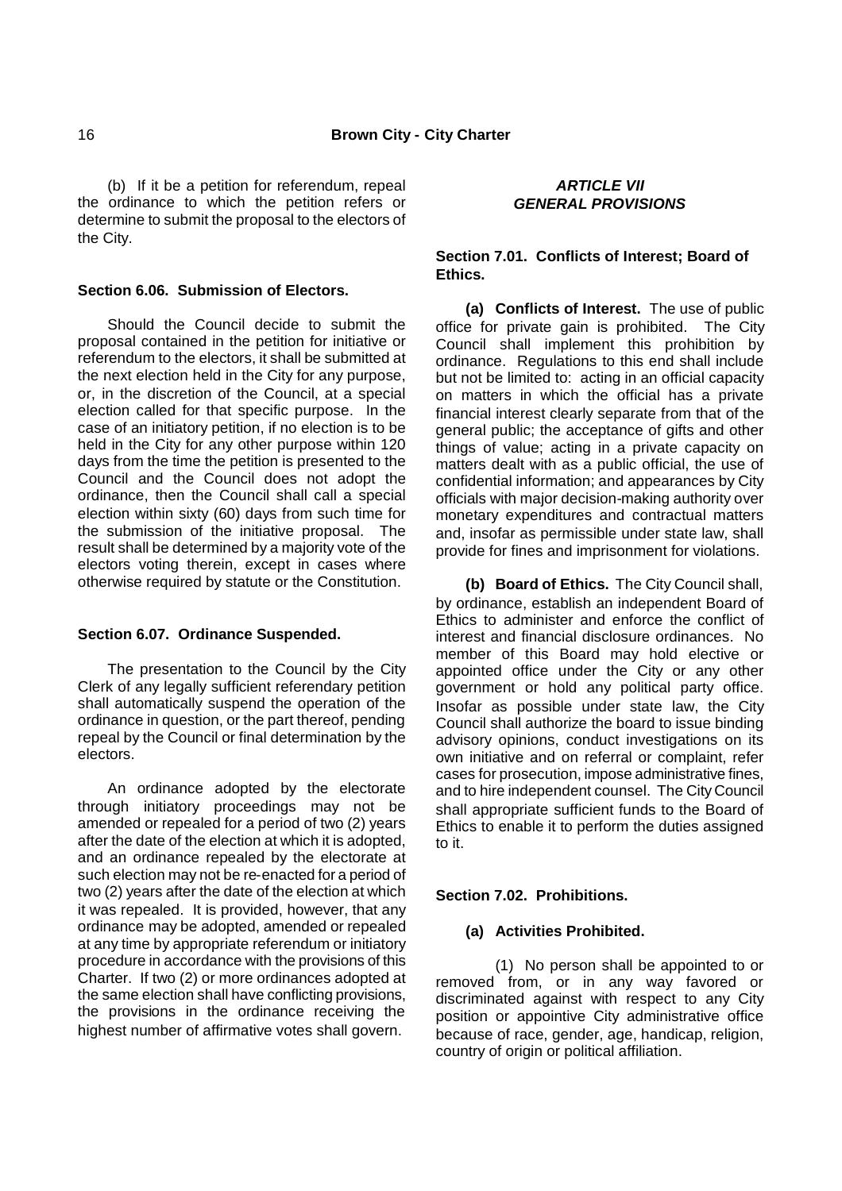(b) If it be a petition for referendum, repeal the ordinance to which the petition refers or determine to submit the proposal to the electors of the City.

**Section 6.06. Submission of Electors.**

Should the Council decide to submit the proposal contained in the petition for initiative or referendum to the electors, it shall be submitted at the next election held in the City for any purpose, or, in the discretion of the Council, at a special election called for that specific purpose. In the case of an initiatory petition, if no election is to be held in the City for any other purpose within 120 days from the time the petition is presented to the Council and the Council does not adopt the ordinance, then the Council shall call a special election within sixty (60) days from such time for the submission of the initiative proposal. The result shall be determined by a majority vote of the electors voting therein, except in cases where otherwise required by statute or the Constitution.

**Section 6.07. Ordinance Suspended.**

The presentation to the Council by the City Clerk of any legally sufficient referendary petition shall automatically suspend the operation of the ordinance in question, or the part thereof, pending repeal by the Council or final determination by the electors.

An ordinance adopted by the electorate through initiatory proceedings may not be amended or repealed for a period of two (2) years after the date of the election at which it is adopted, and an ordinance repealed by the electorate at such election may not be re-enacted for a period of two (2) years after the date of the election at which it was repealed. It is provided, however, that any ordinance may be adopted, amended or repealed at any time by appropriate referendum or initiatory procedure in accordance with the provisions of this Charter. If two (2) or more ordinances adopted at the same election shall have conflicting provisions, the provisions in the ordinance receiving the highest number of affirmative votes shall govern.

## *ARTICLE VII*
## *GENERAL PROVISIONS*

**Section 7.01. Conflicts of Interest; Board of Ethics.**

**(a) Conflicts of Interest.** The use of public office for private gain is prohibited. The City Council shall implement this prohibition by ordinance. Regulations to this end shall include but not be limited to: acting in an official capacity on matters in which the official has a private financial interest clearly separate from that of the general public; the acceptance of gifts and other things of value; acting in a private capacity on matters dealt with as a public official, the use of confidential information; and appearances by City officials with major decision-making authority over monetary expenditures and contractual matters and, insofar as permissible under state law, shall provide for fines and imprisonment for violations.

**(b) Board of Ethics.** The City Council shall, by ordinance, establish an independent Board of Ethics to administer and enforce the conflict of interest and financial disclosure ordinances. No member of this Board may hold elective or appointed office under the City or any other government or hold any political party office. Insofar as possible under state law, the City Council shall authorize the board to issue binding advisory opinions, conduct investigations on its own initiative and on referral or complaint, refer cases for prosecution, impose administrative fines, and to hire independent counsel. The City Council shall appropriate sufficient funds to the Board of Ethics to enable it to perform the duties assigned to it.

**Section 7.02. Prohibitions.**

**(a) Activities Prohibited.**

(1) No person shall be appointed to or removed from, or in any way favored or discriminated against with respect to any City position or appointive City administrative office because of race, gender, age, handicap, religion, country of origin or political affiliation.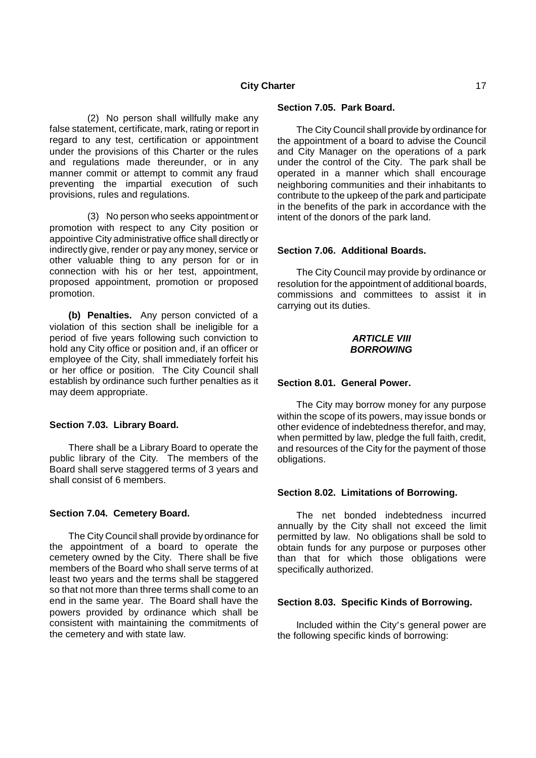(2) No person shall willfully make any false statement, certificate, mark, rating or report in regard to any test, certification or appointment under the provisions of this Charter or the rules and regulations made thereunder, or in any manner commit or attempt to commit any fraud preventing the impartial execution of such provisions, rules and regulations.

(3) No person who seeks appointment or promotion with respect to any City position or appointive City administrative office shall directly or indirectly give, render or pay any money, service or other valuable thing to any person for or in connection with his or her test, appointment, proposed appointment, promotion or proposed promotion.

**(b) Penalties.** Any person convicted of a violation of this section shall be ineligible for a period of five years following such conviction to hold any City office or position and, if an officer or employee of the City, shall immediately forfeit his or her office or position. The City Council shall establish by ordinance such further penalties as it may deem appropriate.

### Section 7.03. Library Board.

There shall be a Library Board to operate the public library of the City. The members of the Board shall serve staggered terms of 3 years and shall consist of 6 members.

### Section 7.04. Cemetery Board.

The City Council shall provide by ordinance for the appointment of a board to operate the cemetery owned by the City. There shall be five members of the Board who shall serve terms of at least two years and the terms shall be staggered so that not more than three terms shall come to an end in the same year. The Board shall have the powers provided by ordinance which shall be consistent with maintaining the commitments of the cemetery and with state law.

### Section 7.05. Park Board.

The City Council shall provide by ordinance for the appointment of a board to advise the Council and City Manager on the operations of a park under the control of the City. The park shall be operated in a manner which shall encourage neighboring communities and their inhabitants to contribute to the upkeep of the park and participate in the benefits of the park in accordance with the intent of the donors of the park land.

### Section 7.06. Additional Boards.

The City Council may provide by ordinance or resolution for the appointment of additional boards, commissions and committees to assist it in carrying out its duties.

## *ARTICLE VIII*
## *BORROWING*

### Section 8.01. General Power.

The City may borrow money for any purpose within the scope of its powers, may issue bonds or other evidence of indebtedness therefor, and may, when permitted by law, pledge the full faith, credit, and resources of the City for the payment of those obligations.

### Section 8.02. Limitations of Borrowing.

The net bonded indebtedness incurred annually by the City shall not exceed the limit permitted by law. No obligations shall be sold to obtain funds for any purpose or purposes other than that for which those obligations were specifically authorized.

### Section 8.03. Specific Kinds of Borrowing.

Included within the City's general power are the following specific kinds of borrowing: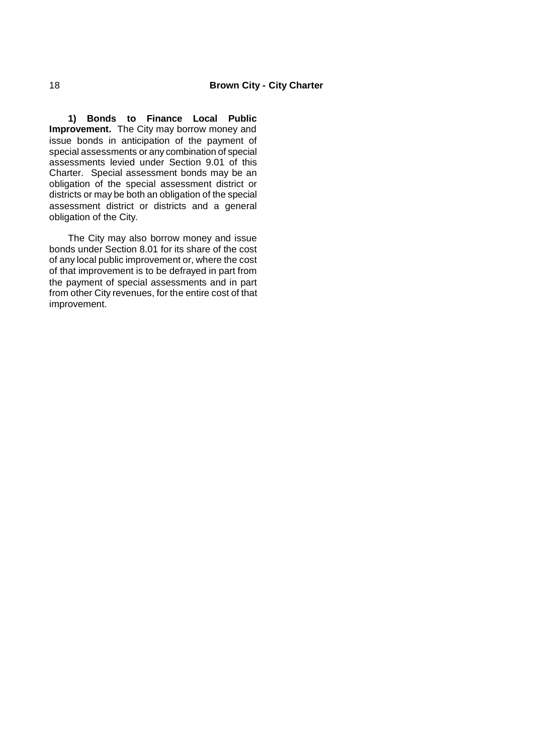**1) Bonds to Finance Local Public Improvement.** The City may borrow money and issue bonds in anticipation of the payment of special assessments or any combination of special assessments levied under Section 9.01 of this Charter. Special assessment bonds may be an obligation of the special assessment district or districts or may be both an obligation of the special assessment district or districts and a general obligation of the City.

The City may also borrow money and issue bonds under Section 8.01 for its share of the cost of any local public improvement or, where the cost of that improvement is to be defrayed in part from the payment of special assessments and in part from other City revenues, for the entire cost of that improvement.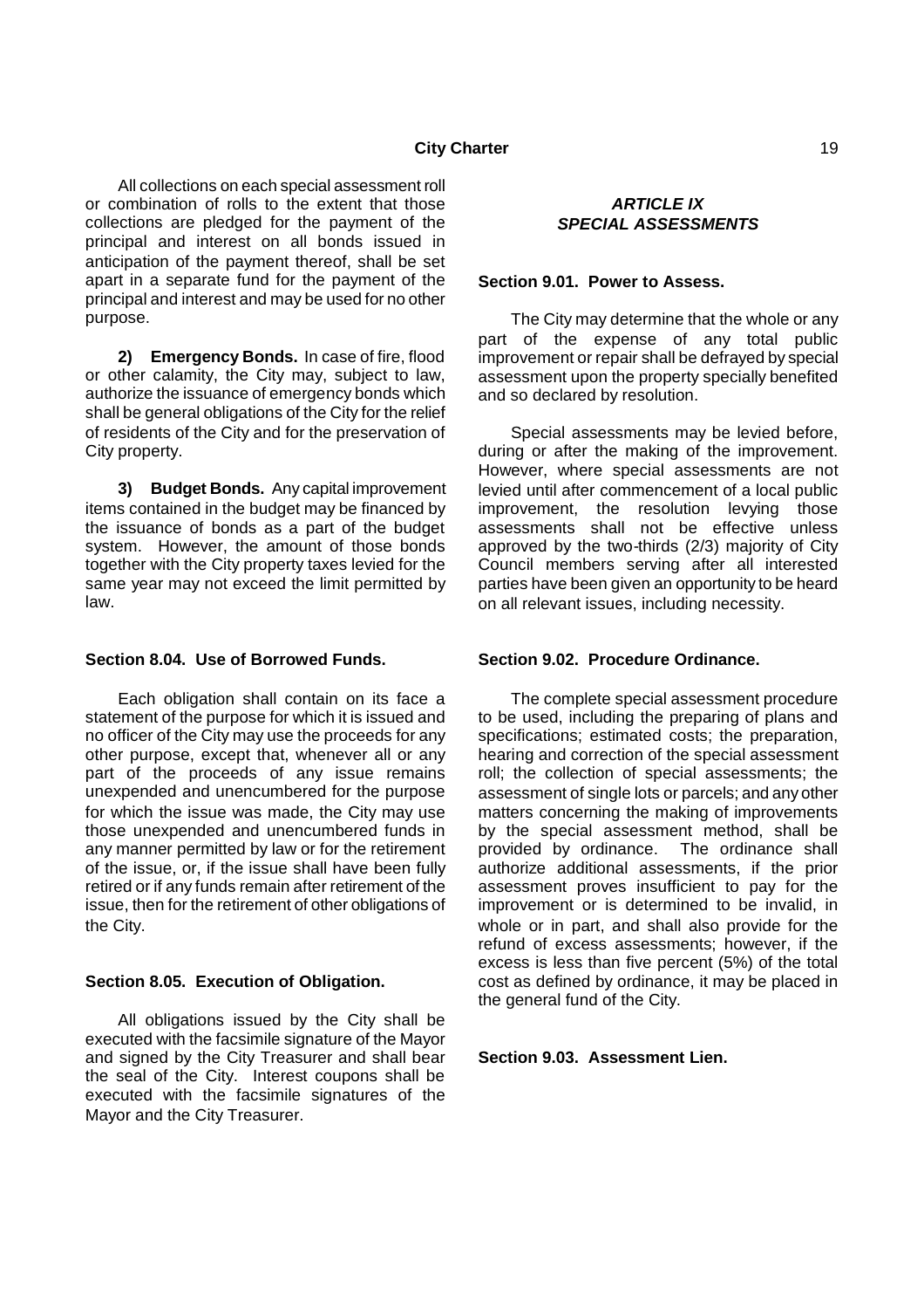All collections on each special assessment roll or combination of rolls to the extent that those collections are pledged for the payment of the principal and interest on all bonds issued in anticipation of the payment thereof, shall be set apart in a separate fund for the payment of the principal and interest and may be used for no other purpose.

**2) Emergency Bonds.** In case of fire, flood or other calamity, the City may, subject to law, authorize the issuance of emergency bonds which shall be general obligations of the City for the relief of residents of the City and for the preservation of City property.

**3) Budget Bonds.** Any capital improvement items contained in the budget may be financed by the issuance of bonds as a part of the budget system. However, the amount of those bonds together with the City property taxes levied for the same year may not exceed the limit permitted by law.

### Section 8.04. Use of Borrowed Funds.

Each obligation shall contain on its face a statement of the purpose for which it is issued and no officer of the City may use the proceeds for any other purpose, except that, whenever all or any part of the proceeds of any issue remains unexpended and unencumbered for the purpose for which the issue was made, the City may use those unexpended and unencumbered funds in any manner permitted by law or for the retirement of the issue, or, if the issue shall have been fully retired or if any funds remain after retirement of the issue, then for the retirement of other obligations of the City.

### Section 8.05. Execution of Obligation.

All obligations issued by the City shall be executed with the facsimile signature of the Mayor and signed by the City Treasurer and shall bear the seal of the City. Interest coupons shall be executed with the facsimile signatures of the Mayor and the City Treasurer.

## *ARTICLE IX*
## *SPECIAL ASSESSMENTS*

### Section 9.01. Power to Assess.

The City may determine that the whole or any part of the expense of any total public improvement or repair shall be defrayed by special assessment upon the property specially benefited and so declared by resolution.

Special assessments may be levied before, during or after the making of the improvement. However, where special assessments are not levied until after commencement of a local public improvement, the resolution levying those assessments shall not be effective unless approved by the two-thirds (2/3) majority of City Council members serving after all interested parties have been given an opportunity to be heard on all relevant issues, including necessity.

### Section 9.02. Procedure Ordinance.

The complete special assessment procedure to be used, including the preparing of plans and specifications; estimated costs; the preparation, hearing and correction of the special assessment roll; the collection of special assessments; the assessment of single lots or parcels; and any other matters concerning the making of improvements by the special assessment method, shall be provided by ordinance. The ordinance shall authorize additional assessments, if the prior assessment proves insufficient to pay for the improvement or is determined to be invalid, in whole or in part, and shall also provide for the refund of excess assessments; however, if the excess is less than five percent (5%) of the total cost as defined by ordinance, it may be placed in the general fund of the City.

### Section 9.03. Assessment Lien.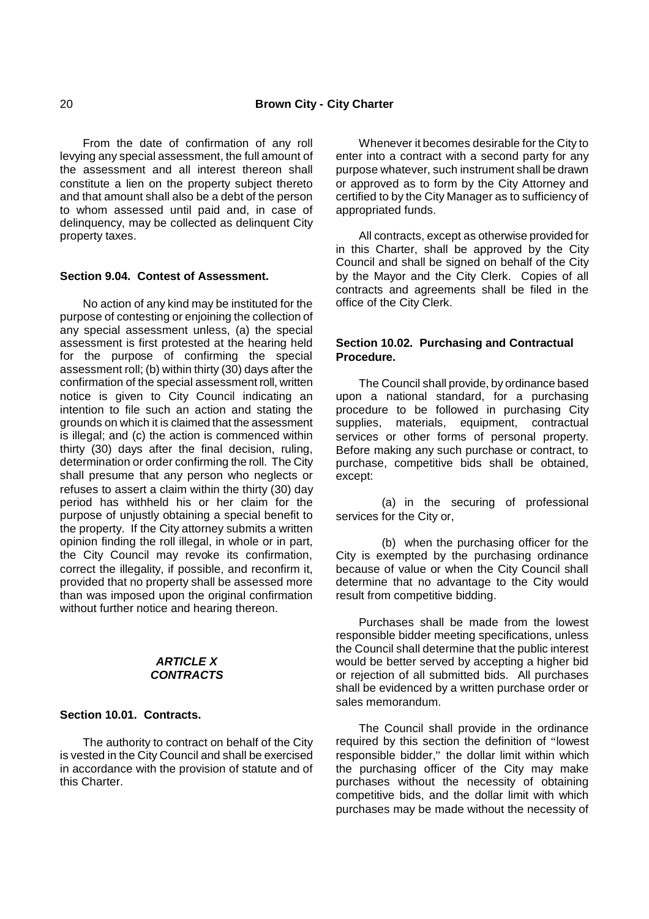From the date of confirmation of any roll levying any special assessment, the full amount of the assessment and all interest thereon shall constitute a lien on the property subject thereto and that amount shall also be a debt of the person to whom assessed until paid and, in case of delinquency, may be collected as delinquent City property taxes.

### Section 9.04. Contest of Assessment.

No action of any kind may be instituted for the purpose of contesting or enjoining the collection of any special assessment unless, (a) the special assessment is first protested at the hearing held for the purpose of confirming the special assessment roll; (b) within thirty (30) days after the confirmation of the special assessment roll, written notice is given to City Council indicating an intention to file such an action and stating the grounds on which it is claimed that the assessment is illegal; and (c) the action is commenced within thirty (30) days after the final decision, ruling, determination or order confirming the roll. The City shall presume that any person who neglects or refuses to assert a claim within the thirty (30) day period has withheld his or her claim for the purpose of unjustly obtaining a special benefit to the property. If the City attorney submits a written opinion finding the roll illegal, in whole or in part, the City Council may revoke its confirmation, correct the illegality, if possible, and reconfirm it, provided that no property shall be assessed more than was imposed upon the original confirmation without further notice and hearing thereon.

## *ARTICLE X*
## *CONTRACTS*

### Section 10.01. Contracts.

The authority to contract on behalf of the City is vested in the City Council and shall be exercised in accordance with the provision of statute and of this Charter.

Whenever it becomes desirable for the City to enter into a contract with a second party for any purpose whatever, such instrument shall be drawn or approved as to form by the City Attorney and certified to by the City Manager as to sufficiency of appropriated funds.

All contracts, except as otherwise provided for in this Charter, shall be approved by the City Council and shall be signed on behalf of the City by the Mayor and the City Clerk. Copies of all contracts and agreements shall be filed in the office of the City Clerk.

### Section 10.02. Purchasing and Contractual Procedure.

The Council shall provide, by ordinance based upon a national standard, for a purchasing procedure to be followed in purchasing City supplies, materials, equipment, contractual services or other forms of personal property. Before making any such purchase or contract, to purchase, competitive bids shall be obtained, except:

(a) in the securing of professional services for the City or,

(b) when the purchasing officer for the City is exempted by the purchasing ordinance because of value or when the City Council shall determine that no advantage to the City would result from competitive bidding.

Purchases shall be made from the lowest responsible bidder meeting specifications, unless the Council shall determine that the public interest would be better served by accepting a higher bid or rejection of all submitted bids. All purchases shall be evidenced by a written purchase order or sales memorandum.

The Council shall provide in the ordinance required by this section the definition of "lowest responsible bidder," the dollar limit within which the purchasing officer of the City may make purchases without the necessity of obtaining competitive bids, and the dollar limit with which purchases may be made without the necessity of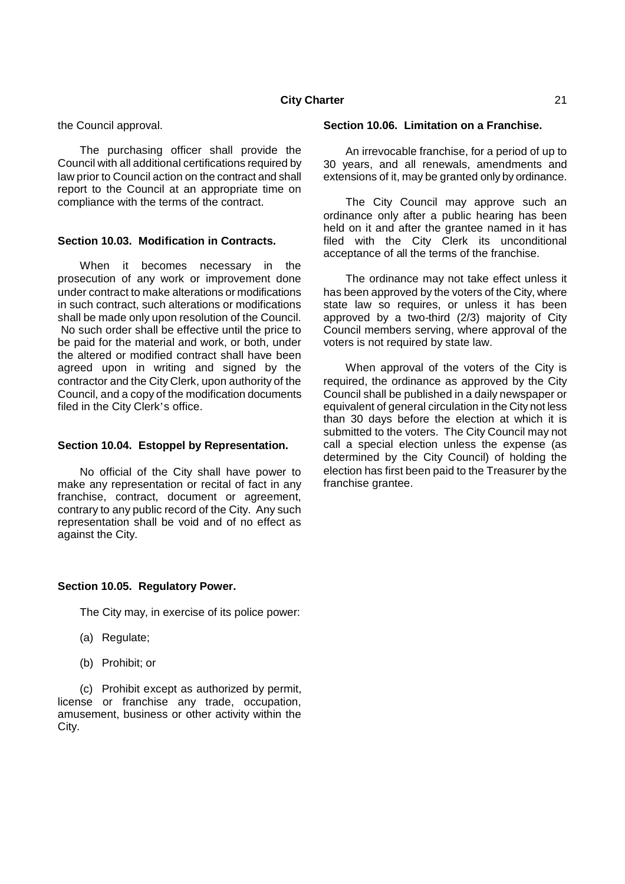the Council approval.

The purchasing officer shall provide the Council with all additional certifications required by law prior to Council action on the contract and shall report to the Council at an appropriate time on compliance with the terms of the contract.

### Section 10.03. Modification in Contracts.

When it becomes necessary in the prosecution of any work or improvement done under contract to make alterations or modifications in such contract, such alterations or modifications shall be made only upon resolution of the Council. No such order shall be effective until the price to be paid for the material and work, or both, under the altered or modified contract shall have been agreed upon in writing and signed by the contractor and the City Clerk, upon authority of the Council, and a copy of the modification documents filed in the City Clerk's office.

### Section 10.04. Estoppel by Representation.

No official of the City shall have power to make any representation or recital of fact in any franchise, contract, document or agreement, contrary to any public record of the City. Any such representation shall be void and of no effect as against the City.

### Section 10.05. Regulatory Power.

The City may, in exercise of its police power:

(a) Regulate;

(b) Prohibit; or

(c) Prohibit except as authorized by permit, license or franchise any trade, occupation, amusement, business or other activity within the City.

### Section 10.06. Limitation on a Franchise.

An irrevocable franchise, for a period of up to 30 years, and all renewals, amendments and extensions of it, may be granted only by ordinance.

The City Council may approve such an ordinance only after a public hearing has been held on it and after the grantee named in it has filed with the City Clerk its unconditional acceptance of all the terms of the franchise.

The ordinance may not take effect unless it has been approved by the voters of the City, where state law so requires, or unless it has been approved by a two-third (2/3) majority of City Council members serving, where approval of the voters is not required by state law.

When approval of the voters of the City is required, the ordinance as approved by the City Council shall be published in a daily newspaper or equivalent of general circulation in the City not less than 30 days before the election at which it is submitted to the voters. The City Council may not call a special election unless the expense (as determined by the City Council) of holding the election has first been paid to the Treasurer by the franchise grantee.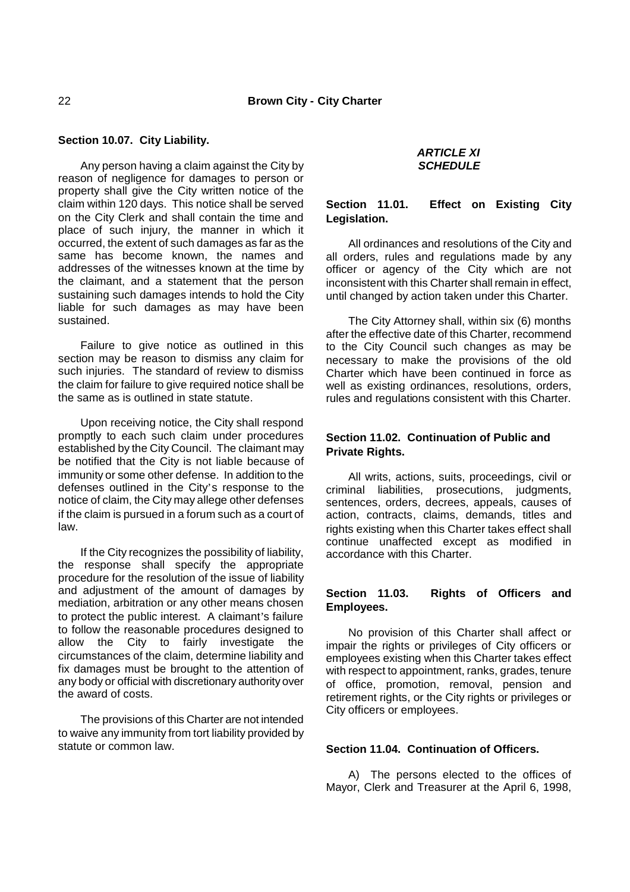### Section 10.07. City Liability.

Any person having a claim against the City by reason of negligence for damages to person or property shall give the City written notice of the claim within 120 days. This notice shall be served on the City Clerk and shall contain the time and place of such injury, the manner in which it occurred, the extent of such damages as far as the same has become known, the names and addresses of the witnesses known at the time by the claimant, and a statement that the person sustaining such damages intends to hold the City liable for such damages as may have been sustained.

Failure to give notice as outlined in this section may be reason to dismiss any claim for such injuries. The standard of review to dismiss the claim for failure to give required notice shall be the same as is outlined in state statute.

Upon receiving notice, the City shall respond promptly to each such claim under procedures established by the City Council. The claimant may be notified that the City is not liable because of immunity or some other defense. In addition to the defenses outlined in the City's response to the notice of claim, the City may allege other defenses if the claim is pursued in a forum such as a court of law.

If the City recognizes the possibility of liability, the response shall specify the appropriate procedure for the resolution of the issue of liability and adjustment of the amount of damages by mediation, arbitration or any other means chosen to protect the public interest. A claimant's failure to follow the reasonable procedures designed to allow the City to fairly investigate the circumstances of the claim, determine liability and fix damages must be brought to the attention of any body or official with discretionary authority over the award of costs.

The provisions of this Charter are not intended to waive any immunity from tort liability provided by statute or common law.

## *ARTICLE XI*
## *SCHEDULE*

### Section 11.01. Effect on Existing City Legislation.

All ordinances and resolutions of the City and all orders, rules and regulations made by any officer or agency of the City which are not inconsistent with this Charter shall remain in effect, until changed by action taken under this Charter.

The City Attorney shall, within six (6) months after the effective date of this Charter, recommend to the City Council such changes as may be necessary to make the provisions of the old Charter which have been continued in force as well as existing ordinances, resolutions, orders, rules and regulations consistent with this Charter.

### Section 11.02. Continuation of Public and Private Rights.

All writs, actions, suits, proceedings, civil or criminal liabilities, prosecutions, judgments, sentences, orders, decrees, appeals, causes of action, contracts, claims, demands, titles and rights existing when this Charter takes effect shall continue unaffected except as modified in accordance with this Charter.

### Section 11.03. Rights of Officers and Employees.

No provision of this Charter shall affect or impair the rights or privileges of City officers or employees existing when this Charter takes effect with respect to appointment, ranks, grades, tenure of office, promotion, removal, pension and retirement rights, or the City rights or privileges or City officers or employees.

### Section 11.04. Continuation of Officers.

A) The persons elected to the offices of Mayor, Clerk and Treasurer at the April 6, 1998,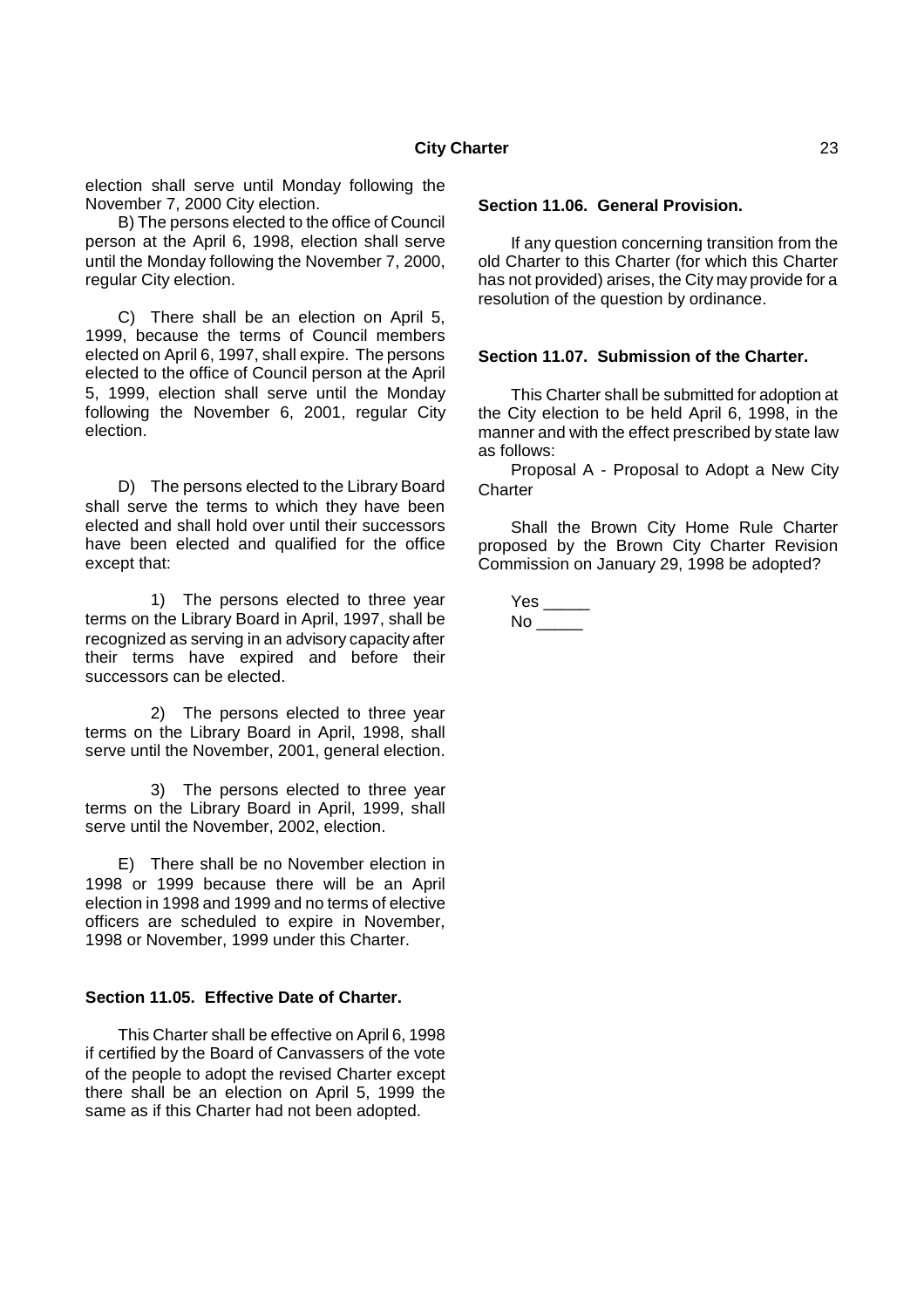election shall serve until Monday following the November 7, 2000 City election.

B) The persons elected to the office of Council person at the April 6, 1998, election shall serve until the Monday following the November 7, 2000, regular City election.

C) There shall be an election on April 5, 1999, because the terms of Council members elected on April 6, 1997, shall expire. The persons elected to the office of Council person at the April 5, 1999, election shall serve until the Monday following the November 6, 2001, regular City election.

D) The persons elected to the Library Board shall serve the terms to which they have been elected and shall hold over until their successors have been elected and qualified for the office except that:

1) The persons elected to three year terms on the Library Board in April, 1997, shall be recognized as serving in an advisory capacity after their terms have expired and before their successors can be elected.

2) The persons elected to three year terms on the Library Board in April, 1998, shall serve until the November, 2001, general election.

3) The persons elected to three year terms on the Library Board in April, 1999, shall serve until the November, 2002, election.

E) There shall be no November election in 1998 or 1999 because there will be an April election in 1998 and 1999 and no terms of elective officers are scheduled to expire in November, 1998 or November, 1999 under this Charter.

### Section 11.05. Effective Date of Charter.

This Charter shall be effective on April 6, 1998 if certified by the Board of Canvassers of the vote of the people to adopt the revised Charter except there shall be an election on April 5, 1999 the same as if this Charter had not been adopted.

### Section 11.06. General Provision.

If any question concerning transition from the old Charter to this Charter (for which this Charter has not provided) arises, the City may provide for a resolution of the question by ordinance.

### Section 11.07. Submission of the Charter.

This Charter shall be submitted for adoption at the City election to be held April 6, 1998, in the manner and with the effect prescribed by state law as follows:

Proposal A - Proposal to Adopt a New City Charter

Shall the Brown City Home Rule Charter proposed by the Brown City Charter Revision Commission on January 29, 1998 be adopted?

Yes _____
No _____